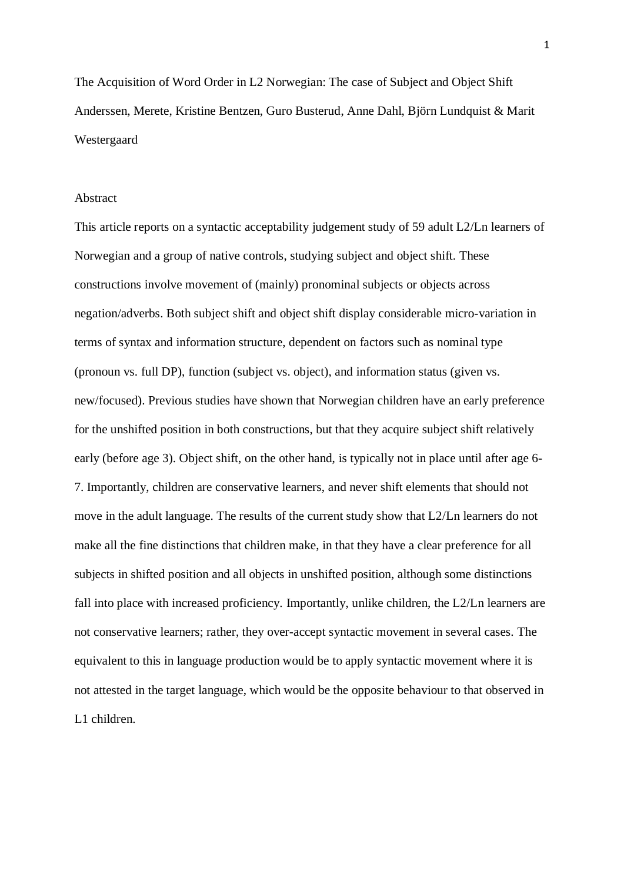# The Acquisition of Word Order in L2 Norwegian: The case of Subject and Object Shift

Anderssen, Merete, Kristine Bentzen, Guro Busterud, Anne Dahl, Björn Lundquist & Marit Westergaard

## Abstract

This article reports on a syntactic acceptability judgement study of 59 adult L2/Ln learners of Norwegian and a group of native controls, studying subject and object shift. These constructions involve movement of (mainly) pronominal subjects or objects across negation/adverbs. Both subject shift and object shift display considerable micro-variation in terms of syntax and information structure, dependent on factors such as nominal type (pronoun vs. full DP), function (subject vs. object), and information status (given vs. new/focused). Previous studies have shown that Norwegian children have an early preference for the unshifted position in both constructions, but that they acquire subject shift relatively early (before age 3). Object shift, on the other hand, is typically not in place until after age 6-7. Importantly, children are conservative learners, and never shift elements that should not move in the adult language. The results of the current study show that L2/Ln learners do not make all the fine distinctions that children make, in that they have a clear preference for all subjects in shifted position and all objects in unshifted position, although some distinctions fall into place with increased proficiency. Importantly, unlike children, the L2/Ln learners are not conservative learners; rather, they over-accept syntactic movement in several cases. The equivalent to this in language production would be to apply syntactic movement where it is not attested in the target language, which would be the opposite behaviour to that observed in L1 children.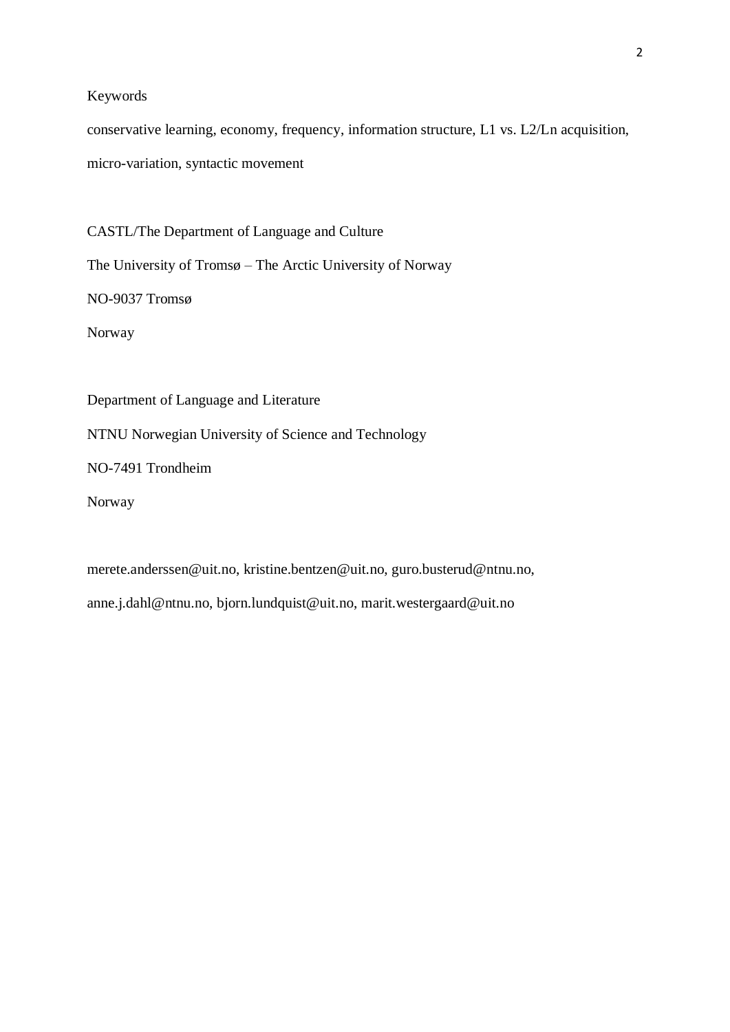Keywords

conservative learning, economy, frequency, information structure, L1 vs. L2/Ln acquisition, micro-variation, syntactic movement

CASTL/The Department of Language and Culture

The University of Tromsø – The Arctic University of Norway

NO-9037 Tromsø

Norway

Department of Language and Literature

NTNU Norwegian University of Science and Technology

NO-7491 Trondheim

Norway

merete.anderssen@uit.no, kristine.bentzen@uit.no, guro.busterud@ntnu.no, anne.j.dahl@ntnu.no, bjorn.lundquist@uit.no, marit.westergaard@uit.no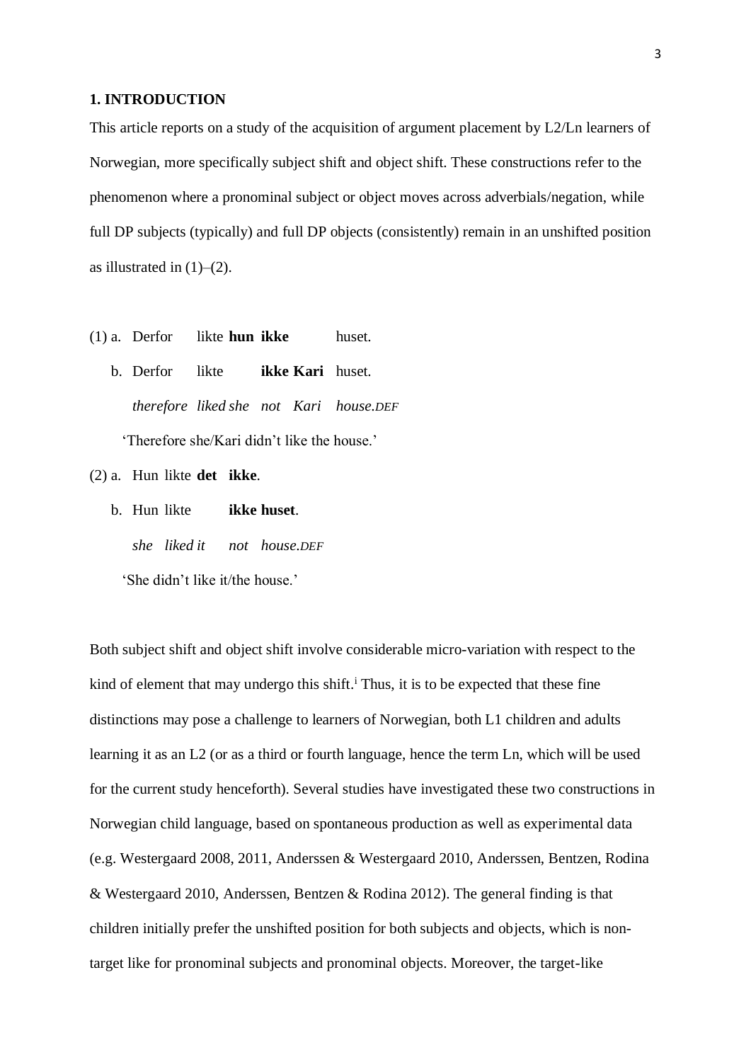## 1. INTRODUCTION

This article reports on a study of the acquisition of argument placement by L2/Ln learners of Norwegian, more specifically subject shift and object shift. These constructions refer to the phenomenon where a pronominal subject or object moves across adverbials/negation, while full DP subjects (typically) and full DP objects (consistently) remain in an unshifted position as illustrated in (1)–(2).

(1) a. Derfor likte **hun ikke** huset.

b. Derfor likte **ikke Kari** huset.

*therefore liked she not Kari house.DEF*

'Therefore she/Kari didn't like the house.'

(2) a. Hun likte **det ikke**.

b. Hun likte **ikke huset**.

*she liked it not house.DEF*

'She didn't like it/the house.'

Both subject shift and object shift involve considerable micro-variation with respect to the kind of element that may undergo this shift.[i] Thus, it is to be expected that these fine distinctions may pose a challenge to learners of Norwegian, both L1 children and adults learning it as an L2 (or as a third or fourth language, hence the term Ln, which will be used for the current study henceforth). Several studies have investigated these two constructions in Norwegian child language, based on spontaneous production as well as experimental data (e.g. Westergaard 2008, 2011, Anderssen & Westergaard 2010, Anderssen, Bentzen, Rodina & Westergaard 2010, Anderssen, Bentzen & Rodina 2012). The general finding is that children initially prefer the unshifted position for both subjects and objects, which is non-target like for pronominal subjects and pronominal objects. Moreover, the target-like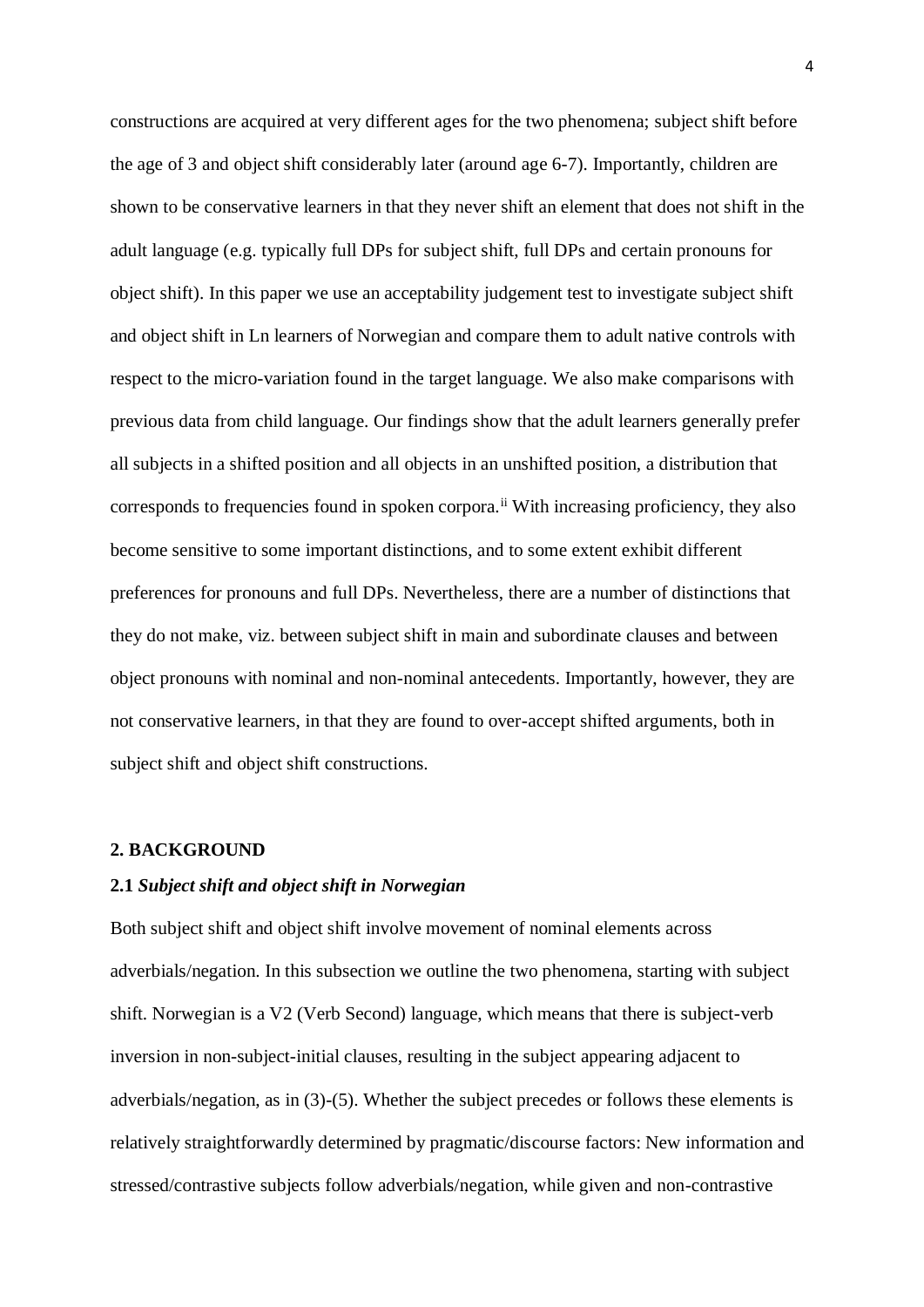constructions are acquired at very different ages for the two phenomena; subject shift before the age of 3 and object shift considerably later (around age 6-7). Importantly, children are shown to be conservative learners in that they never shift an element that does not shift in the adult language (e.g. typically full DPs for subject shift, full DPs and certain pronouns for object shift). In this paper we use an acceptability judgement test to investigate subject shift and object shift in Ln learners of Norwegian and compare them to adult native controls with respect to the micro-variation found in the target language. We also make comparisons with previous data from child language. Our findings show that the adult learners generally prefer all subjects in a shifted position and all objects in an unshifted position, a distribution that corresponds to frequencies found in spoken corpora.[ii] With increasing proficiency, they also become sensitive to some important distinctions, and to some extent exhibit different preferences for pronouns and full DPs. Nevertheless, there are a number of distinctions that they do not make, viz. between subject shift in main and subordinate clauses and between object pronouns with nominal and non-nominal antecedents. Importantly, however, they are not conservative learners, in that they are found to over-accept shifted arguments, both in subject shift and object shift constructions.

## 2. BACKGROUND

### 2.1 *Subject shift and object shift in Norwegian*

Both subject shift and object shift involve movement of nominal elements across adverbials/negation. In this subsection we outline the two phenomena, starting with subject shift. Norwegian is a V2 (Verb Second) language, which means that there is subject-verb inversion in non-subject-initial clauses, resulting in the subject appearing adjacent to adverbials/negation, as in (3)-(5). Whether the subject precedes or follows these elements is relatively straightforwardly determined by pragmatic/discourse factors: New information and stressed/contrastive subjects follow adverbials/negation, while given and non-contrastive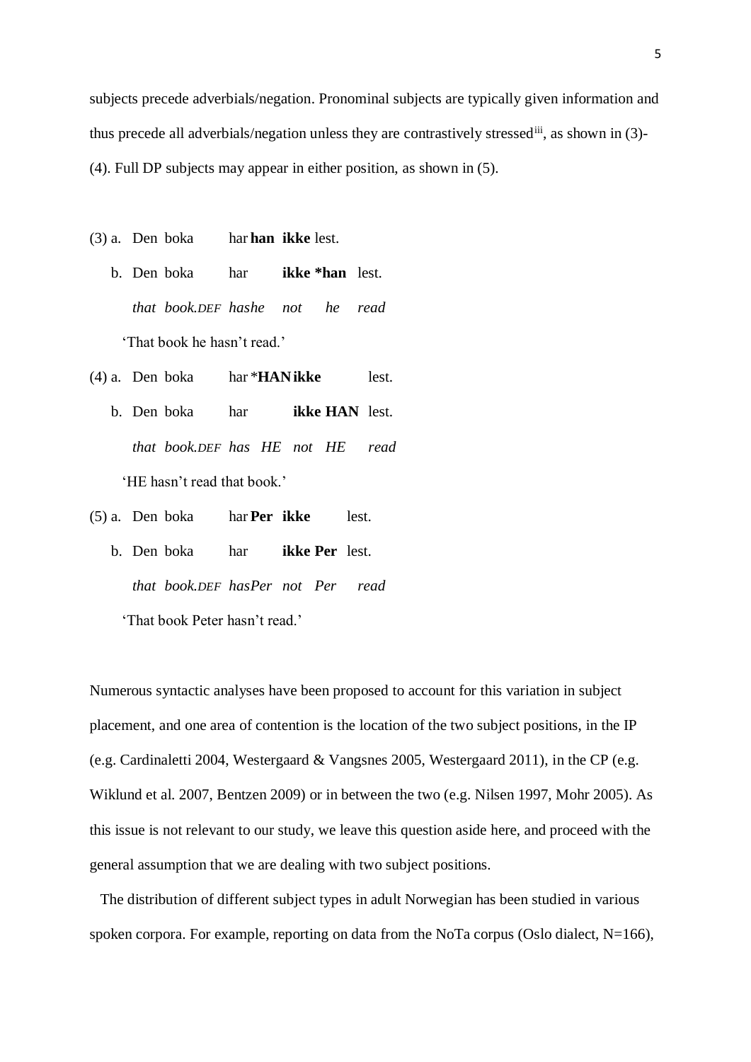subjects precede adverbials/negation. Pronominal subjects are typically given information and thus precede all adverbials/negation unless they are contrastively stressed[iii], as shown in (3)-(4). Full DP subjects may appear in either position, as shown in (5).

(3) a. Den boka har **han** **ikke** lest.

  b. Den boka har **ikke** ***han** lest.

   *that book.DEF has he not he read*

  'That book he hasn't read.'

(4) a. Den boka har ***HAN** **ikke** lest.

  b. Den boka har **ikke** **HAN** lest.

   *that book.DEF has HE not HE read*

  'HE hasn't read that book.'

(5) a. Den boka har **Per** **ikke** lest.

  b. Den boka har **ikke** **Per** lest.

   *that book.DEF has Per not Per read*

  'That book Peter hasn't read.'

Numerous syntactic analyses have been proposed to account for this variation in subject placement, and one area of contention is the location of the two subject positions, in the IP (e.g. Cardinaletti 2004, Westergaard & Vangsnes 2005, Westergaard 2011), in the CP (e.g. Wiklund et al. 2007, Bentzen 2009) or in between the two (e.g. Nilsen 1997, Mohr 2005). As this issue is not relevant to our study, we leave this question aside here, and proceed with the general assumption that we are dealing with two subject positions.

The distribution of different subject types in adult Norwegian has been studied in various spoken corpora. For example, reporting on data from the NoTa corpus (Oslo dialect, N=166),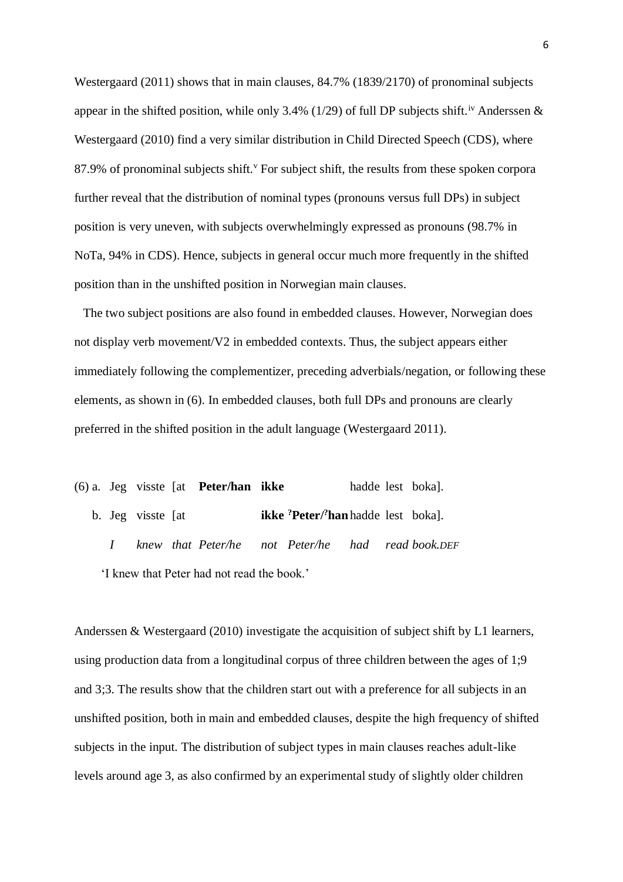Westergaard (2011) shows that in main clauses, 84.7% (1839/2170) of pronominal subjects appear in the shifted position, while only 3.4% (1/29) of full DP subjects shift.[iv] Anderssen & Westergaard (2010) find a very similar distribution in Child Directed Speech (CDS), where 87.9% of pronominal subjects shift.[v] For subject shift, the results from these spoken corpora further reveal that the distribution of nominal types (pronouns versus full DPs) in subject position is very uneven, with subjects overwhelmingly expressed as pronouns (98.7% in NoTa, 94% in CDS). Hence, subjects in general occur much more frequently in the shifted position than in the unshifted position in Norwegian main clauses.

The two subject positions are also found in embedded clauses. However, Norwegian does not display verb movement/V2 in embedded contexts. Thus, the subject appears either immediately following the complementizer, preceding adverbials/negation, or following these elements, as shown in (6). In embedded clauses, both full DPs and pronouns are clearly preferred in the shifted position in the adult language (Westergaard 2011).

(6) a. Jeg visste [at **Peter/han** **ikke** hadde lest boka].

b. Jeg visste [at **ikke** **?Peter/?han** hadde lest boka].

*I knew that Peter/he not Peter/he had read book.DEF*

'I knew that Peter had not read the book.'

Anderssen & Westergaard (2010) investigate the acquisition of subject shift by L1 learners, using production data from a longitudinal corpus of three children between the ages of 1;9 and 3;3. The results show that the children start out with a preference for all subjects in an unshifted position, both in main and embedded clauses, despite the high frequency of shifted subjects in the input. The distribution of subject types in main clauses reaches adult-like levels around age 3, as also confirmed by an experimental study of slightly older children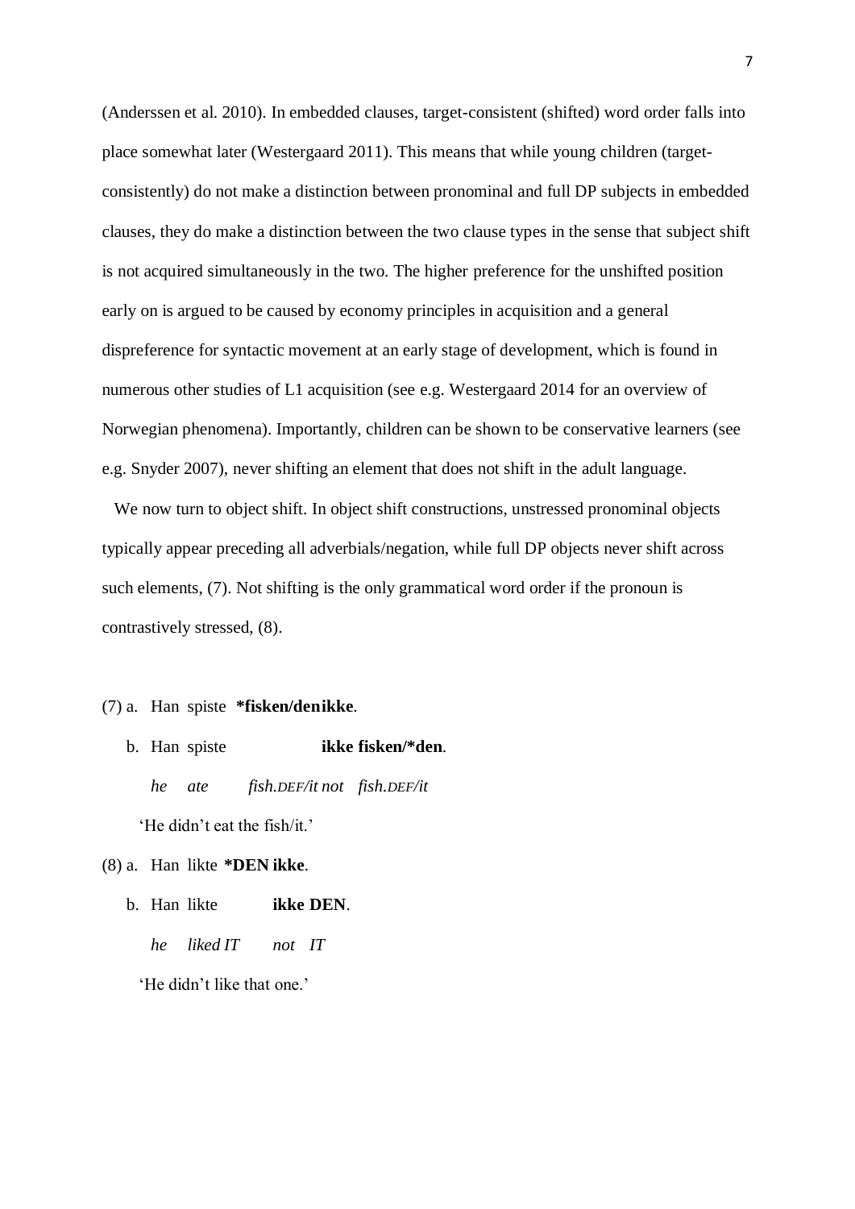(Anderssen et al. 2010). In embedded clauses, target-consistent (shifted) word order falls into place somewhat later (Westergaard 2011). This means that while young children (target-consistently) do not make a distinction between pronominal and full DP subjects in embedded clauses, they do make a distinction between the two clause types in the sense that subject shift is not acquired simultaneously in the two. The higher preference for the unshifted position early on is argued to be caused by economy principles in acquisition and a general dispreference for syntactic movement at an early stage of development, which is found in numerous other studies of L1 acquisition (see e.g. Westergaard 2014 for an overview of Norwegian phenomena). Importantly, children can be shown to be conservative learners (see e.g. Snyder 2007), never shifting an element that does not shift in the adult language.

We now turn to object shift. In object shift constructions, unstressed pronominal objects typically appear preceding all adverbials/negation, while full DP objects never shift across such elements, (7). Not shifting is the only grammatical word order if the pronoun is contrastively stressed, (8).

(7) a. Han spiste **\*fisken/den ikke**.

b. Han spiste **ikke fisken/\*den**.

*he ate fish.DEF/it not fish.DEF/it*

'He didn't eat the fish/it.'

(8) a. Han likte **\*DEN ikke**.

b. Han likte **ikke DEN**.

*he liked IT not IT*

'He didn't like that one.'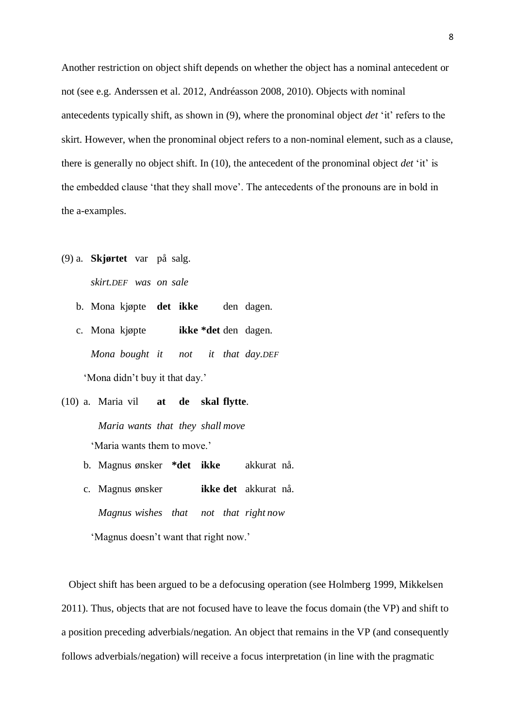Another restriction on object shift depends on whether the object has a nominal antecedent or not (see e.g. Anderssen et al. 2012, Andréasson 2008, 2010). Objects with nominal antecedents typically shift, as shown in (9), where the pronominal object *det* 'it' refers to the skirt. However, when the pronominal object refers to a non-nominal element, such as a clause, there is generally no object shift. In (10), the antecedent of the pronominal object *det* 'it' is the embedded clause 'that they shall move'. The antecedents of the pronouns are in bold in the a-examples.

(9) a. **Skjørtet** var på salg.
*skirt.DEF was on sale*

b. Mona kjøpte **det** **ikke** den dagen.

c. Mona kjøpte **ikke** ***det** den dagen.
*Mona bought it not it that day.DEF*

'Mona didn't buy it that day.'

(10) a. Maria vil **at de skal flytte**.
*Maria wants that they shall move*

'Maria wants them to move.'

b. Magnus ønsker ***det** **ikke** akkurat nå.

c. Magnus ønsker **ikke det** akkurat nå.
*Magnus wishes that not that right now*

'Magnus doesn't want that right now.'

Object shift has been argued to be a defocusing operation (see Holmberg 1999, Mikkelsen 2011). Thus, objects that are not focused have to leave the focus domain (the VP) and shift to a position preceding adverbials/negation. An object that remains in the VP (and consequently follows adverbials/negation) will receive a focus interpretation (in line with the pragmatic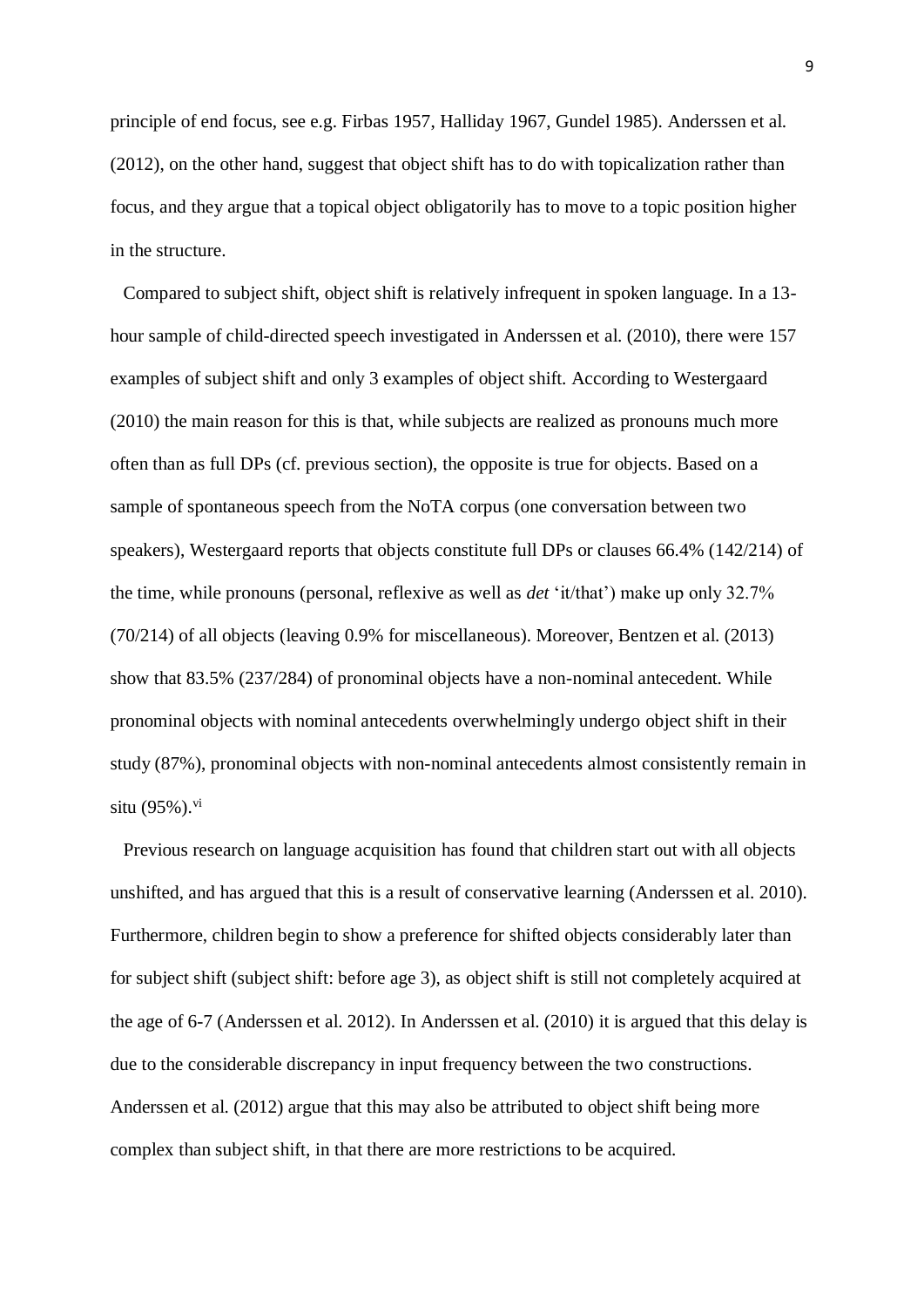principle of end focus, see e.g. Firbas 1957, Halliday 1967, Gundel 1985). Anderssen et al. (2012), on the other hand, suggest that object shift has to do with topicalization rather than focus, and they argue that a topical object obligatorily has to move to a topic position higher in the structure.

Compared to subject shift, object shift is relatively infrequent in spoken language. In a 13-hour sample of child-directed speech investigated in Anderssen et al. (2010), there were 157 examples of subject shift and only 3 examples of object shift. According to Westergaard (2010) the main reason for this is that, while subjects are realized as pronouns much more often than as full DPs (cf. previous section), the opposite is true for objects. Based on a sample of spontaneous speech from the NoTA corpus (one conversation between two speakers), Westergaard reports that objects constitute full DPs or clauses 66.4% (142/214) of the time, while pronouns (personal, reflexive as well as *det* 'it/that') make up only 32.7% (70/214) of all objects (leaving 0.9% for miscellaneous). Moreover, Bentzen et al. (2013) show that 83.5% (237/284) of pronominal objects have a non-nominal antecedent. While pronominal objects with nominal antecedents overwhelmingly undergo object shift in their study (87%), pronominal objects with non-nominal antecedents almost consistently remain in situ (95%).[vi]

Previous research on language acquisition has found that children start out with all objects unshifted, and has argued that this is a result of conservative learning (Anderssen et al. 2010). Furthermore, children begin to show a preference for shifted objects considerably later than for subject shift (subject shift: before age 3), as object shift is still not completely acquired at the age of 6-7 (Anderssen et al. 2012). In Anderssen et al. (2010) it is argued that this delay is due to the considerable discrepancy in input frequency between the two constructions. Anderssen et al. (2012) argue that this may also be attributed to object shift being more complex than subject shift, in that there are more restrictions to be acquired.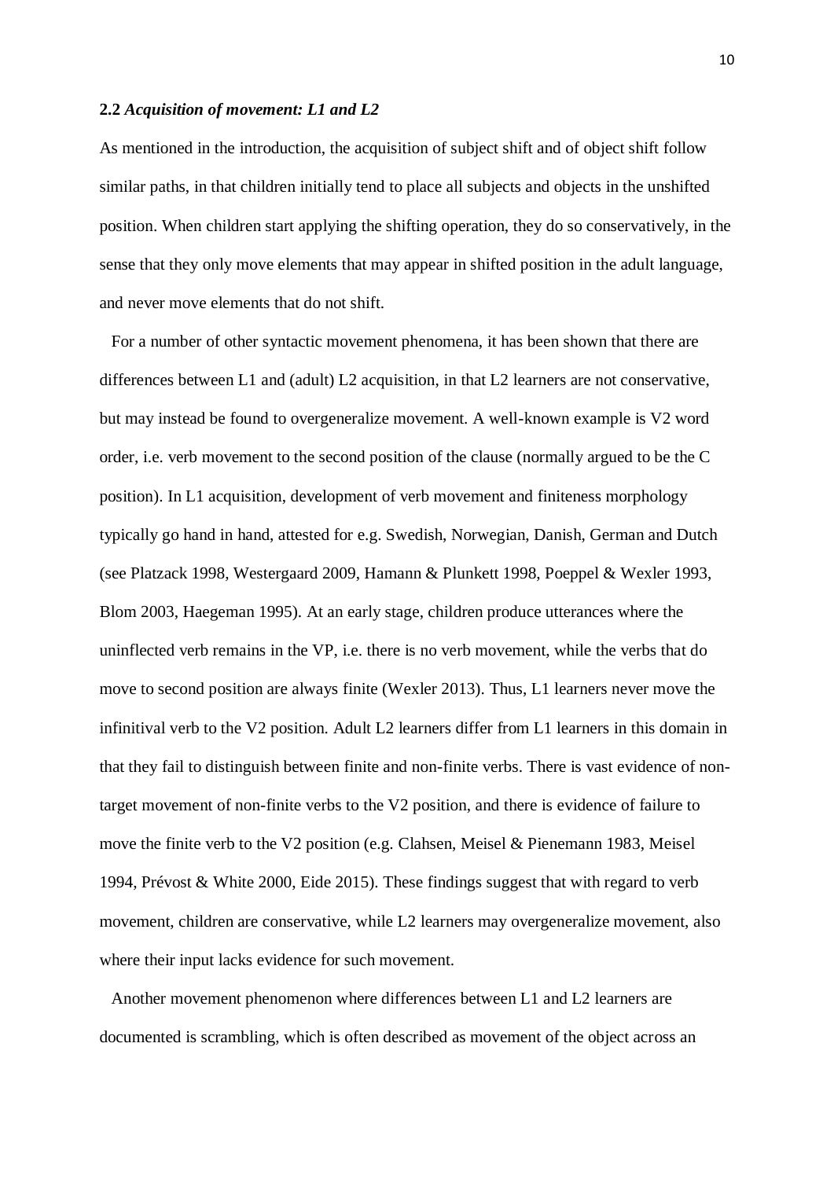### 2.2 *Acquisition of movement: L1 and L2*

As mentioned in the introduction, the acquisition of subject shift and of object shift follow similar paths, in that children initially tend to place all subjects and objects in the unshifted position. When children start applying the shifting operation, they do so conservatively, in the sense that they only move elements that may appear in shifted position in the adult language, and never move elements that do not shift.

For a number of other syntactic movement phenomena, it has been shown that there are differences between L1 and (adult) L2 acquisition, in that L2 learners are not conservative, but may instead be found to overgeneralize movement. A well-known example is V2 word order, i.e. verb movement to the second position of the clause (normally argued to be the C position). In L1 acquisition, development of verb movement and finiteness morphology typically go hand in hand, attested for e.g. Swedish, Norwegian, Danish, German and Dutch (see Platzack 1998, Westergaard 2009, Hamann & Plunkett 1998, Poeppel & Wexler 1993, Blom 2003, Haegeman 1995). At an early stage, children produce utterances where the uninflected verb remains in the VP, i.e. there is no verb movement, while the verbs that do move to second position are always finite (Wexler 2013). Thus, L1 learners never move the infinitival verb to the V2 position. Adult L2 learners differ from L1 learners in this domain in that they fail to distinguish between finite and non-finite verbs. There is vast evidence of non-target movement of non-finite verbs to the V2 position, and there is evidence of failure to move the finite verb to the V2 position (e.g. Clahsen, Meisel & Pienemann 1983, Meisel 1994, Prévost & White 2000, Eide 2015). These findings suggest that with regard to verb movement, children are conservative, while L2 learners may overgeneralize movement, also where their input lacks evidence for such movement.

Another movement phenomenon where differences between L1 and L2 learners are documented is scrambling, which is often described as movement of the object across an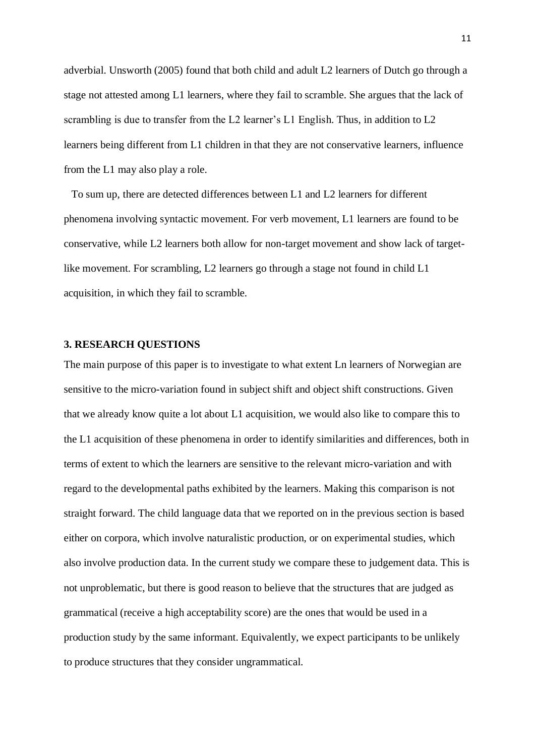adverbial. Unsworth (2005) found that both child and adult L2 learners of Dutch go through a stage not attested among L1 learners, where they fail to scramble. She argues that the lack of scrambling is due to transfer from the L2 learner's L1 English. Thus, in addition to L2 learners being different from L1 children in that they are not conservative learners, influence from the L1 may also play a role.

To sum up, there are detected differences between L1 and L2 learners for different phenomena involving syntactic movement. For verb movement, L1 learners are found to be conservative, while L2 learners both allow for non-target movement and show lack of target-like movement. For scrambling, L2 learners go through a stage not found in child L1 acquisition, in which they fail to scramble.

## 3. RESEARCH QUESTIONS

The main purpose of this paper is to investigate to what extent Ln learners of Norwegian are sensitive to the micro-variation found in subject shift and object shift constructions. Given that we already know quite a lot about L1 acquisition, we would also like to compare this to the L1 acquisition of these phenomena in order to identify similarities and differences, both in terms of extent to which the learners are sensitive to the relevant micro-variation and with regard to the developmental paths exhibited by the learners. Making this comparison is not straight forward. The child language data that we reported on in the previous section is based either on corpora, which involve naturalistic production, or on experimental studies, which also involve production data. In the current study we compare these to judgement data. This is not unproblematic, but there is good reason to believe that the structures that are judged as grammatical (receive a high acceptability score) are the ones that would be used in a production study by the same informant. Equivalently, we expect participants to be unlikely to produce structures that they consider ungrammatical.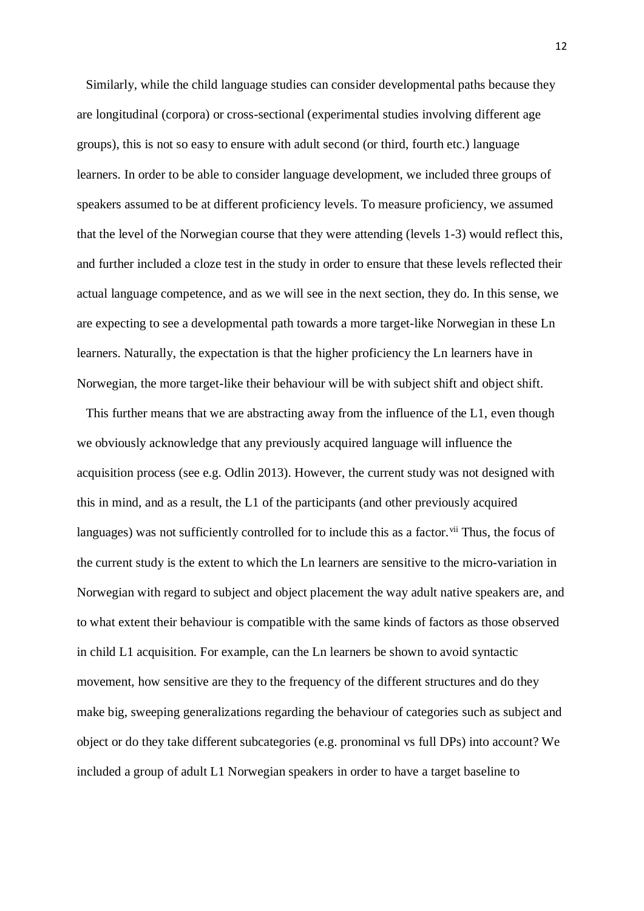Similarly, while the child language studies can consider developmental paths because they are longitudinal (corpora) or cross-sectional (experimental studies involving different age groups), this is not so easy to ensure with adult second (or third, fourth etc.) language learners. In order to be able to consider language development, we included three groups of speakers assumed to be at different proficiency levels. To measure proficiency, we assumed that the level of the Norwegian course that they were attending (levels 1-3) would reflect this, and further included a cloze test in the study in order to ensure that these levels reflected their actual language competence, and as we will see in the next section, they do. In this sense, we are expecting to see a developmental path towards a more target-like Norwegian in these Ln learners. Naturally, the expectation is that the higher proficiency the Ln learners have in Norwegian, the more target-like their behaviour will be with subject shift and object shift.

This further means that we are abstracting away from the influence of the L1, even though we obviously acknowledge that any previously acquired language will influence the acquisition process (see e.g. Odlin 2013). However, the current study was not designed with this in mind, and as a result, the L1 of the participants (and other previously acquired languages) was not sufficiently controlled for to include this as a factor.[vii] Thus, the focus of the current study is the extent to which the Ln learners are sensitive to the micro-variation in Norwegian with regard to subject and object placement the way adult native speakers are, and to what extent their behaviour is compatible with the same kinds of factors as those observed in child L1 acquisition. For example, can the Ln learners be shown to avoid syntactic movement, how sensitive are they to the frequency of the different structures and do they make big, sweeping generalizations regarding the behaviour of categories such as subject and object or do they take different subcategories (e.g. pronominal vs full DPs) into account? We included a group of adult L1 Norwegian speakers in order to have a target baseline to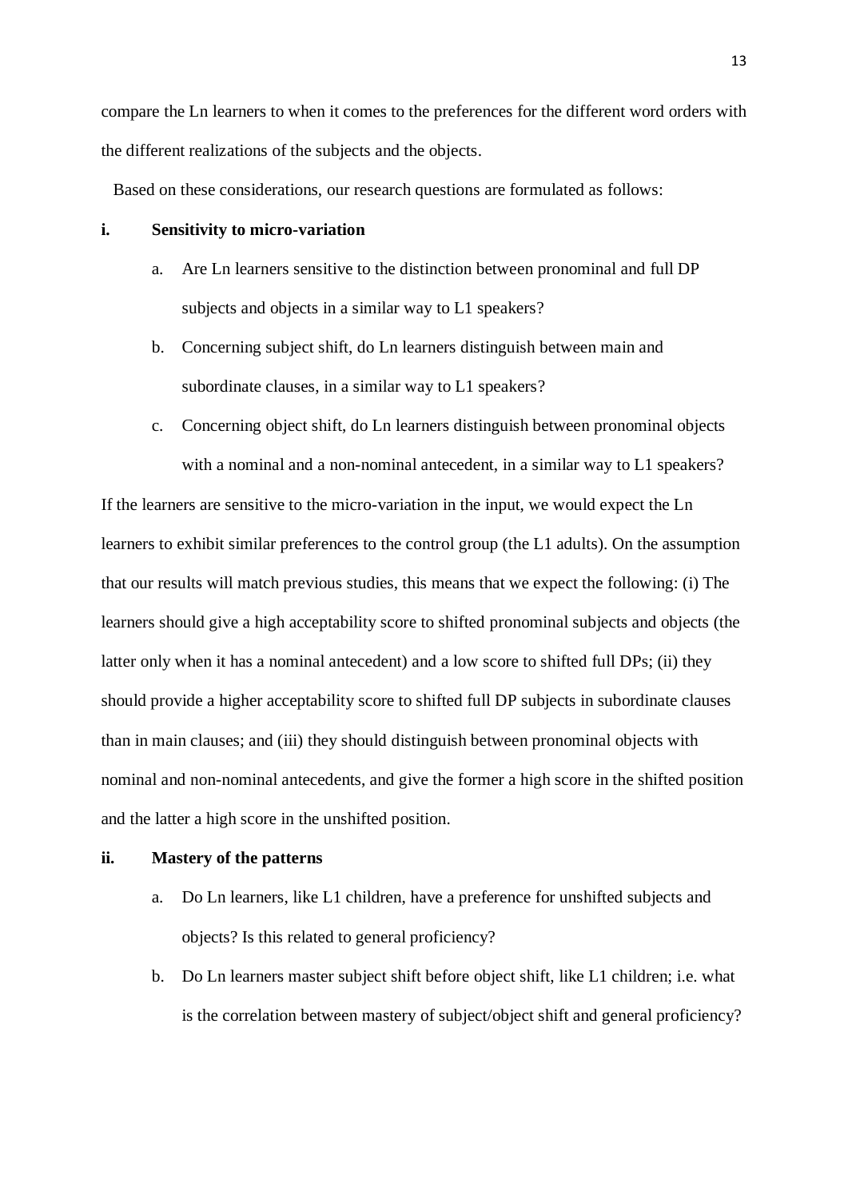compare the Ln learners to when it comes to the preferences for the different word orders with the different realizations of the subjects and the objects.

Based on these considerations, our research questions are formulated as follows:

**i. Sensitivity to micro-variation**

a. Are Ln learners sensitive to the distinction between pronominal and full DP subjects and objects in a similar way to L1 speakers?

b. Concerning subject shift, do Ln learners distinguish between main and subordinate clauses, in a similar way to L1 speakers?

c. Concerning object shift, do Ln learners distinguish between pronominal objects with a nominal and a non-nominal antecedent, in a similar way to L1 speakers?

If the learners are sensitive to the micro-variation in the input, we would expect the Ln learners to exhibit similar preferences to the control group (the L1 adults). On the assumption that our results will match previous studies, this means that we expect the following: (i) The learners should give a high acceptability score to shifted pronominal subjects and objects (the latter only when it has a nominal antecedent) and a low score to shifted full DPs; (ii) they should provide a higher acceptability score to shifted full DP subjects in subordinate clauses than in main clauses; and (iii) they should distinguish between pronominal objects with nominal and non-nominal antecedents, and give the former a high score in the shifted position and the latter a high score in the unshifted position.

**ii. Mastery of the patterns**

a. Do Ln learners, like L1 children, have a preference for unshifted subjects and objects? Is this related to general proficiency?

b. Do Ln learners master subject shift before object shift, like L1 children; i.e. what is the correlation between mastery of subject/object shift and general proficiency?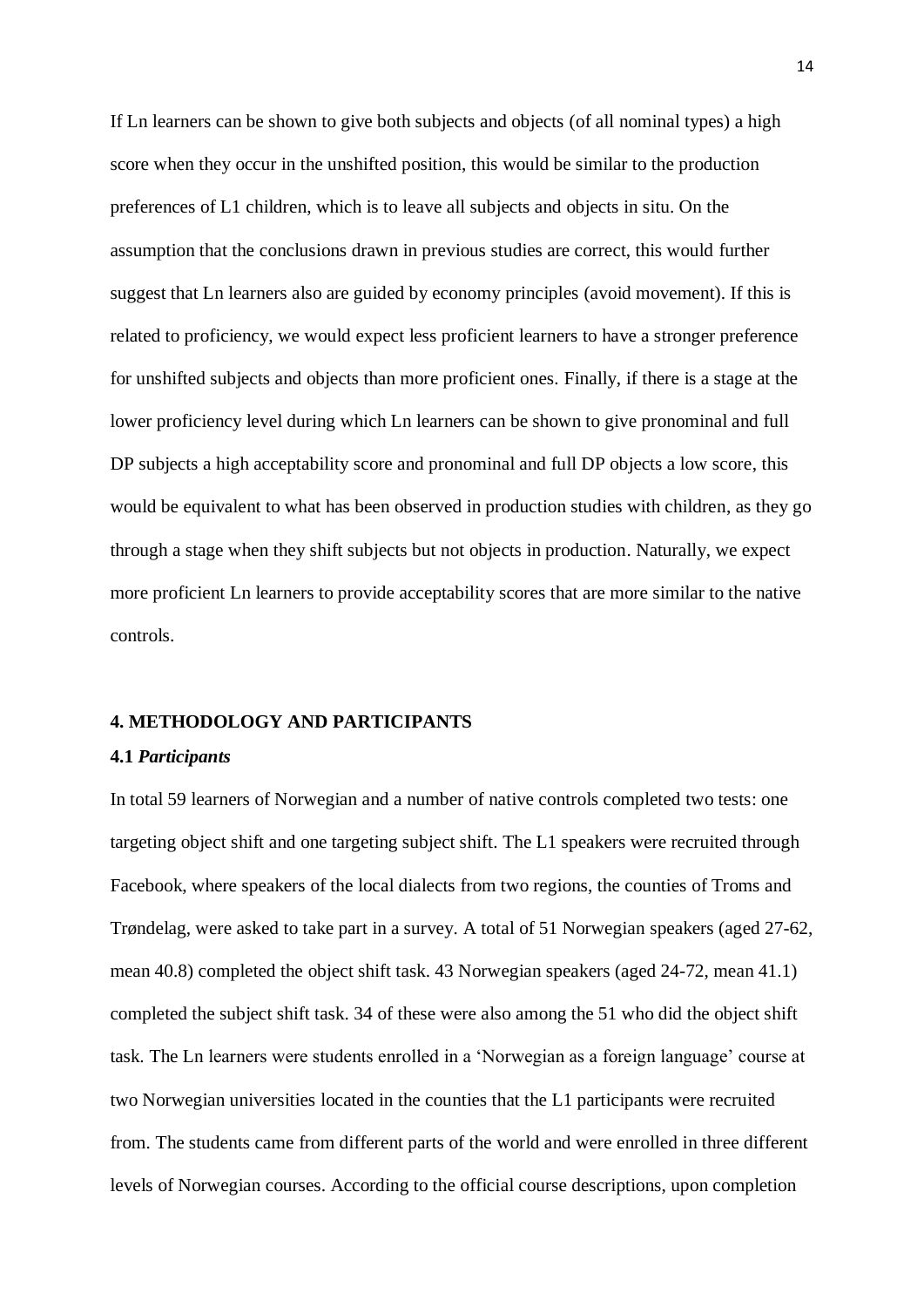If Ln learners can be shown to give both subjects and objects (of all nominal types) a high score when they occur in the unshifted position, this would be similar to the production preferences of L1 children, which is to leave all subjects and objects in situ. On the assumption that the conclusions drawn in previous studies are correct, this would further suggest that Ln learners also are guided by economy principles (avoid movement). If this is related to proficiency, we would expect less proficient learners to have a stronger preference for unshifted subjects and objects than more proficient ones. Finally, if there is a stage at the lower proficiency level during which Ln learners can be shown to give pronominal and full DP subjects a high acceptability score and pronominal and full DP objects a low score, this would be equivalent to what has been observed in production studies with children, as they go through a stage when they shift subjects but not objects in production. Naturally, we expect more proficient Ln learners to provide acceptability scores that are more similar to the native controls.

## 4. METHODOLOGY AND PARTICIPANTS

### 4.1 *Participants*

In total 59 learners of Norwegian and a number of native controls completed two tests: one targeting object shift and one targeting subject shift. The L1 speakers were recruited through Facebook, where speakers of the local dialects from two regions, the counties of Troms and Trøndelag, were asked to take part in a survey. A total of 51 Norwegian speakers (aged 27-62, mean 40.8) completed the object shift task. 43 Norwegian speakers (aged 24-72, mean 41.1) completed the subject shift task. 34 of these were also among the 51 who did the object shift task. The Ln learners were students enrolled in a 'Norwegian as a foreign language' course at two Norwegian universities located in the counties that the L1 participants were recruited from. The students came from different parts of the world and were enrolled in three different levels of Norwegian courses. According to the official course descriptions, upon completion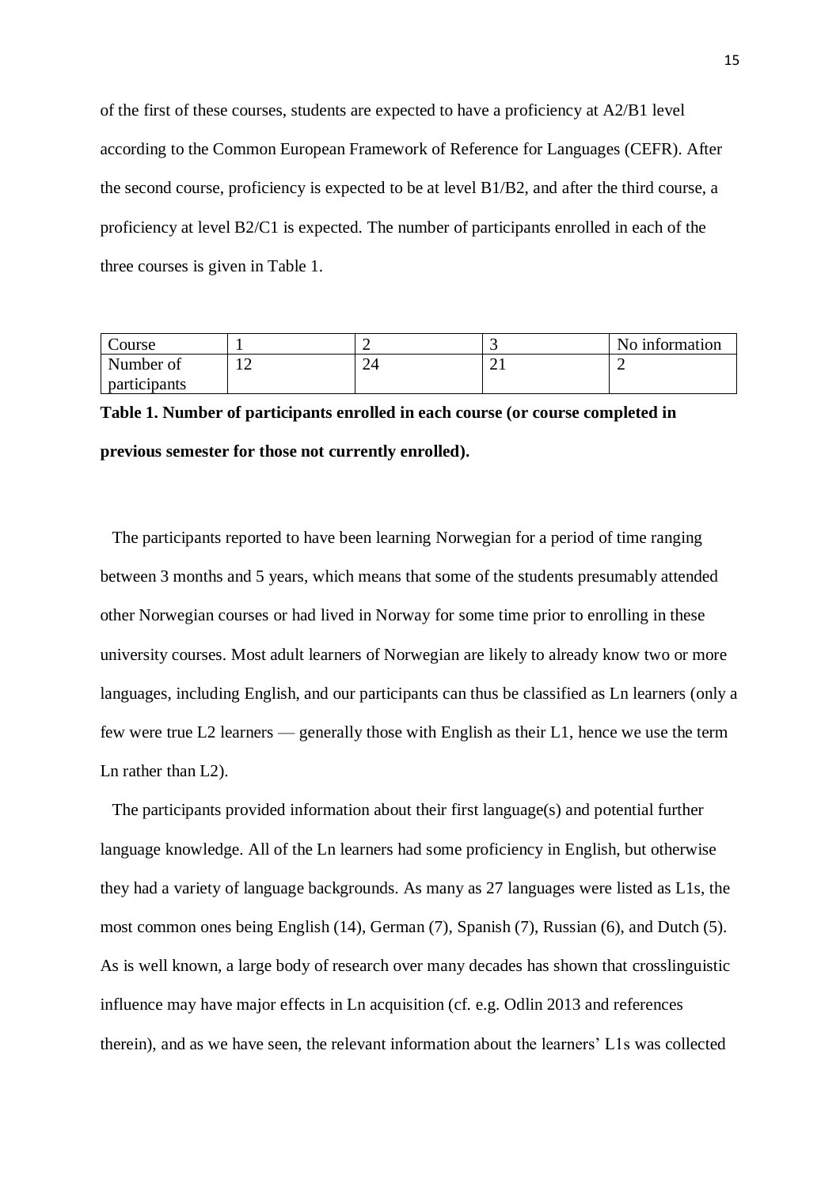of the first of these courses, students are expected to have a proficiency at A2/B1 level according to the Common European Framework of Reference for Languages (CEFR). After the second course, proficiency is expected to be at level B1/B2, and after the third course, a proficiency at level B2/C1 is expected. The number of participants enrolled in each of the three courses is given in Table 1.

| Course | 1 | 2 | 3 | No information |
| --- | --- | --- | --- | --- |
| Number of participants | 12 | 24 | 21 | 2 |

**Table 1. Number of participants enrolled in each course (or course completed in previous semester for those not currently enrolled).**

The participants reported to have been learning Norwegian for a period of time ranging between 3 months and 5 years, which means that some of the students presumably attended other Norwegian courses or had lived in Norway for some time prior to enrolling in these university courses. Most adult learners of Norwegian are likely to already know two or more languages, including English, and our participants can thus be classified as Ln learners (only a few were true L2 learners — generally those with English as their L1, hence we use the term Ln rather than L2).

The participants provided information about their first language(s) and potential further language knowledge. All of the Ln learners had some proficiency in English, but otherwise they had a variety of language backgrounds. As many as 27 languages were listed as L1s, the most common ones being English (14), German (7), Spanish (7), Russian (6), and Dutch (5). As is well known, a large body of research over many decades has shown that crosslinguistic influence may have major effects in Ln acquisition (cf. e.g. Odlin 2013 and references therein), and as we have seen, the relevant information about the learners' L1s was collected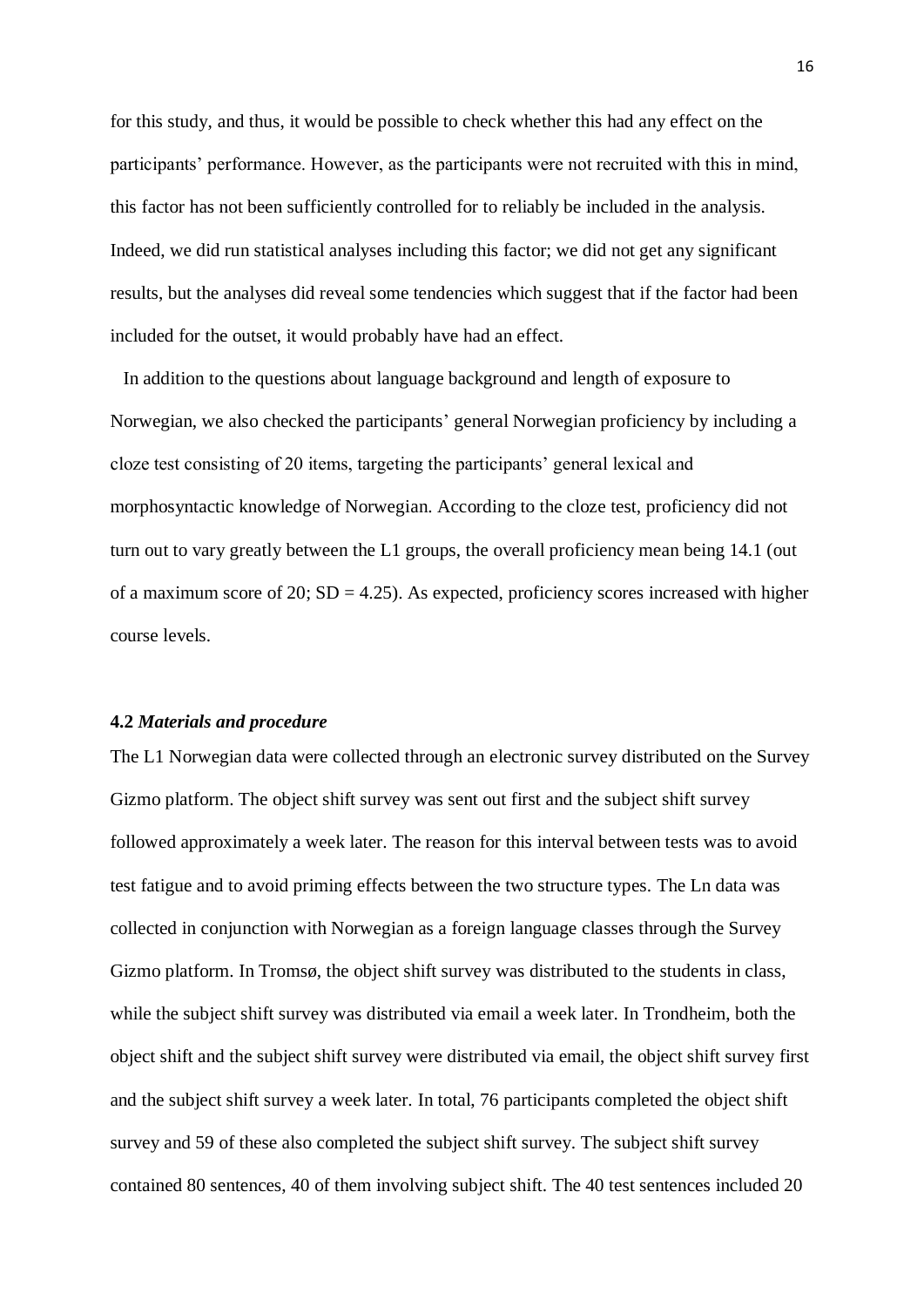for this study, and thus, it would be possible to check whether this had any effect on the participants' performance. However, as the participants were not recruited with this in mind, this factor has not been sufficiently controlled for to reliably be included in the analysis. Indeed, we did run statistical analyses including this factor; we did not get any significant results, but the analyses did reveal some tendencies which suggest that if the factor had been included for the outset, it would probably have had an effect.

In addition to the questions about language background and length of exposure to Norwegian, we also checked the participants' general Norwegian proficiency by including a cloze test consisting of 20 items, targeting the participants' general lexical and morphosyntactic knowledge of Norwegian. According to the cloze test, proficiency did not turn out to vary greatly between the L1 groups, the overall proficiency mean being 14.1 (out of a maximum score of 20; SD = 4.25). As expected, proficiency scores increased with higher course levels.

### **4.2** *Materials and procedure*

The L1 Norwegian data were collected through an electronic survey distributed on the Survey Gizmo platform. The object shift survey was sent out first and the subject shift survey followed approximately a week later. The reason for this interval between tests was to avoid test fatigue and to avoid priming effects between the two structure types. The Ln data was collected in conjunction with Norwegian as a foreign language classes through the Survey Gizmo platform. In Tromsø, the object shift survey was distributed to the students in class, while the subject shift survey was distributed via email a week later. In Trondheim, both the object shift and the subject shift survey were distributed via email, the object shift survey first and the subject shift survey a week later. In total, 76 participants completed the object shift survey and 59 of these also completed the subject shift survey. The subject shift survey contained 80 sentences, 40 of them involving subject shift. The 40 test sentences included 20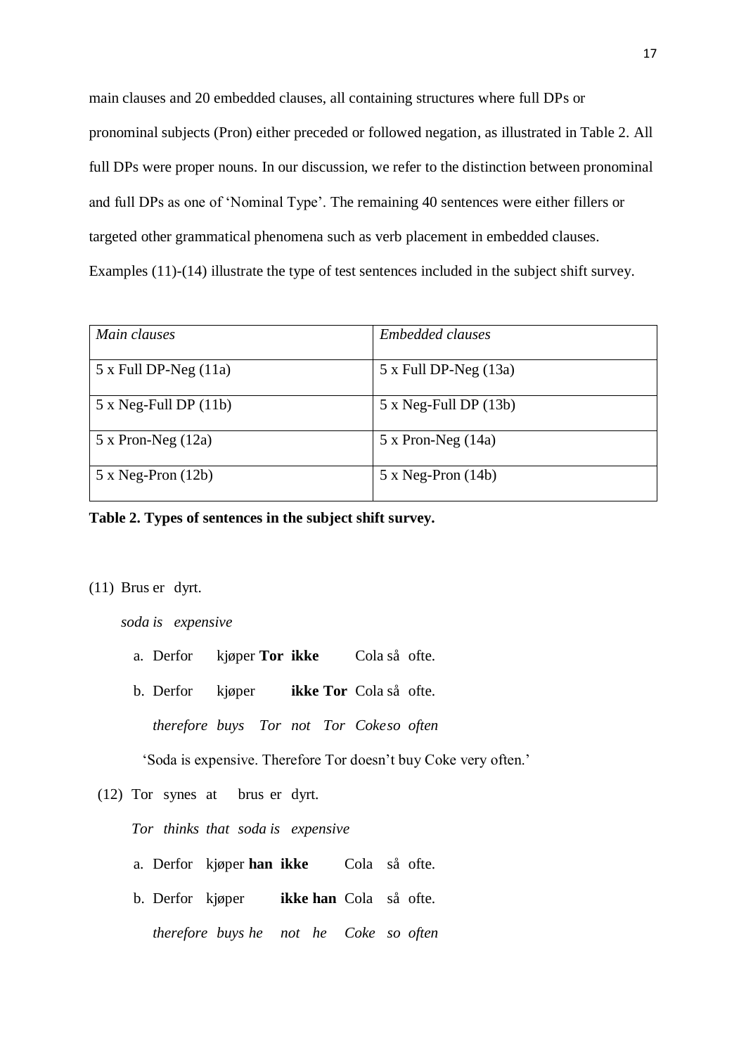main clauses and 20 embedded clauses, all containing structures where full DPs or pronominal subjects (Pron) either preceded or followed negation, as illustrated in Table 2. All full DPs were proper nouns. In our discussion, we refer to the distinction between pronominal and full DPs as one of 'Nominal Type'. The remaining 40 sentences were either fillers or targeted other grammatical phenomena such as verb placement in embedded clauses. Examples (11)-(14) illustrate the type of test sentences included in the subject shift survey.

| *Main clauses* | *Embedded clauses* |
|---|---|
| 5 x Full DP-Neg (11a) | 5 x Full DP-Neg (13a) |
| 5 x Neg-Full DP (11b) | 5 x Neg-Full DP (13b) |
| 5 x Pron-Neg (12a) | 5 x Pron-Neg (14a) |
| 5 x Neg-Pron (12b) | 5 x Neg-Pron (14b) |

**Table 2. Types of sentences in the subject shift survey.**

(11) Brus er dyrt.

*soda is expensive*

a. Derfor kjøper **Tor ikke** Cola så ofte.

b. Derfor kjøper **ikke Tor** Cola så ofte.

*therefore buys Tor not Tor Coke so often*

'Soda is expensive. Therefore Tor doesn't buy Coke very often.'

(12) Tor synes at brus er dyrt.

*Tor thinks that soda is expensive*

a. Derfor kjøper **han ikke** Cola så ofte.

b. Derfor kjøper **ikke han** Cola så ofte.

*therefore buys he not he Coke so often*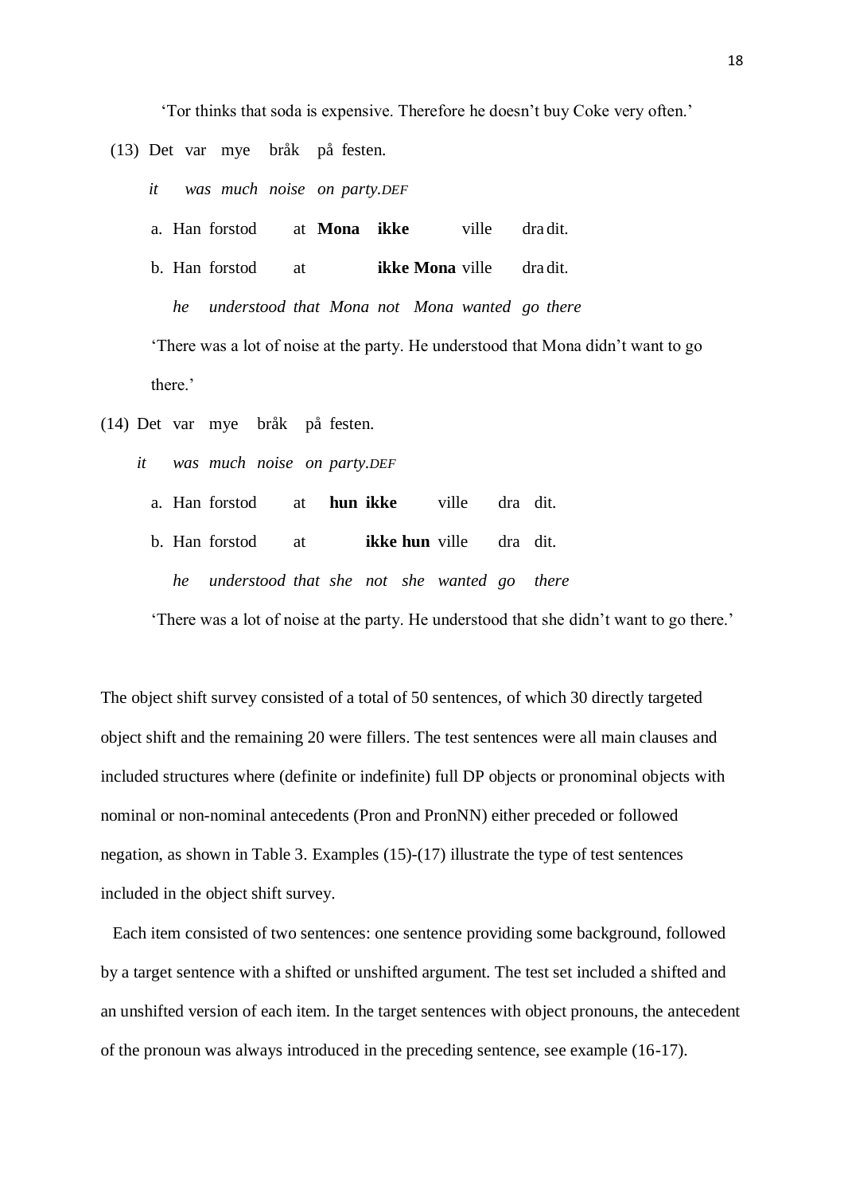'Tor thinks that soda is expensive. Therefore he doesn't buy Coke very often.'

(13) Det var mye bråk på festen.

*it was much noise on party.DEF*

a. Han forstod at **Mona ikke** ville dra dit.

b. Han forstod at **ikke Mona** ville dra dit.

*he understood that Mona not Mona wanted go there*

'There was a lot of noise at the party. He understood that Mona didn't want to go there.'

(14) Det var mye bråk på festen.

*it was much noise on party.DEF*

a. Han forstod at **hun ikke** ville dra dit.

b. Han forstod at **ikke hun** ville dra dit.

*he understood that she not she wanted go there*

'There was a lot of noise at the party. He understood that she didn't want to go there.'

The object shift survey consisted of a total of 50 sentences, of which 30 directly targeted object shift and the remaining 20 were fillers. The test sentences were all main clauses and included structures where (definite or indefinite) full DP objects or pronominal objects with nominal or non-nominal antecedents (Pron and PronNN) either preceded or followed negation, as shown in Table 3. Examples (15)-(17) illustrate the type of test sentences included in the object shift survey.

Each item consisted of two sentences: one sentence providing some background, followed by a target sentence with a shifted or unshifted argument. The test set included a shifted and an unshifted version of each item. In the target sentences with object pronouns, the antecedent of the pronoun was always introduced in the preceding sentence, see example (16-17).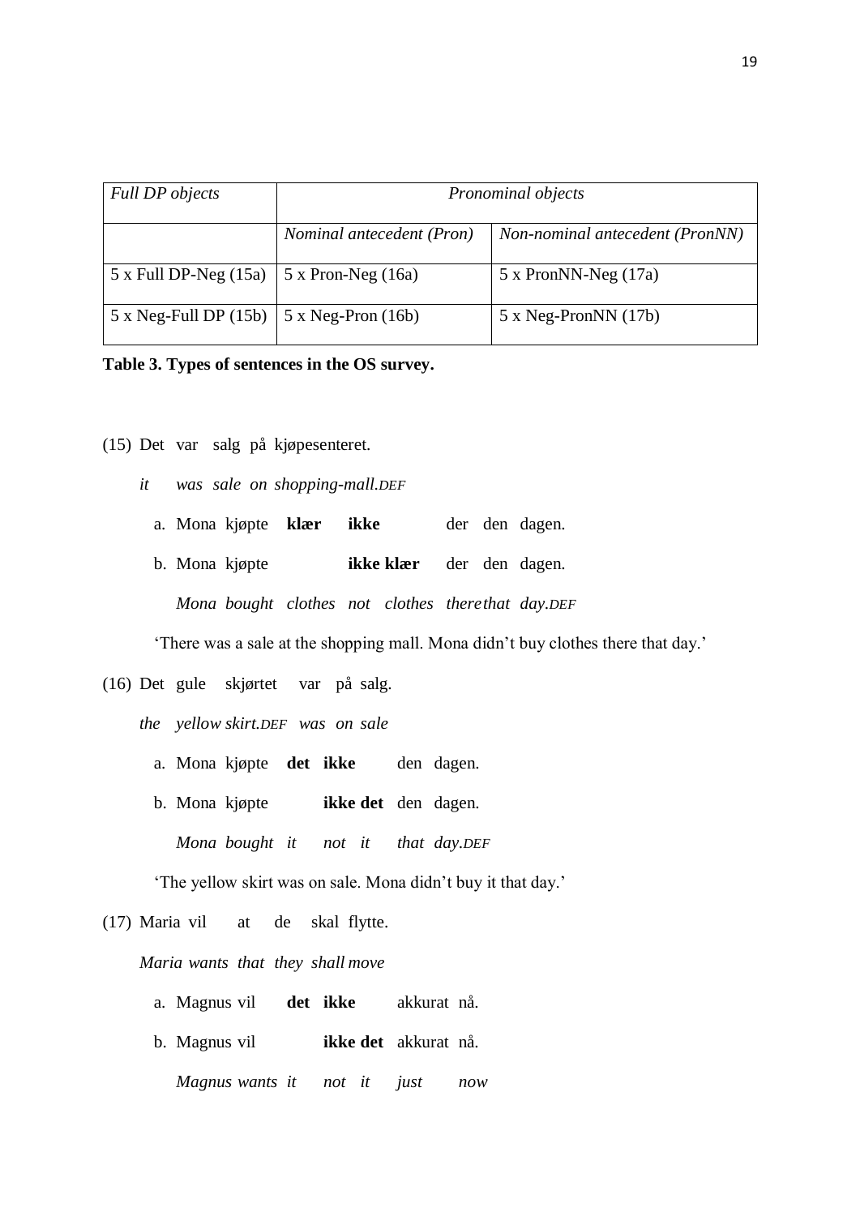| *Full DP objects* | *Pronominal objects* | |
|---|---|---|
| | *Nominal antecedent (Pron)* | *Non-nominal antecedent (PronNN)* |
| 5 x Full DP-Neg (15a) | 5 x Pron-Neg (16a) | 5 x PronNN-Neg (17a) |
| 5 x Neg-Full DP (15b) | 5 x Neg-Pron (16b) | 5 x Neg-PronNN (17b) |

**Table 3. Types of sentences in the OS survey.**

(15) Det var salg på kjøpesenteret.

*it was sale on shopping-mall.DEF*

a. Mona kjøpte **klær** **ikke** der den dagen.

b. Mona kjøpte **ikke klær** der den dagen.

*Mona bought clothes not clothes there that day.DEF*

'There was a sale at the shopping mall. Mona didn't buy clothes there that day.'

(16) Det gule skjørtet var på salg.

*the yellow skirt.DEF was on sale*

a. Mona kjøpte **det** **ikke** den dagen.

b. Mona kjøpte **ikke det** den dagen.

*Mona bought it not it that day.DEF*

'The yellow skirt was on sale. Mona didn't buy it that day.'

(17) Maria vil at de skal flytte.

*Maria wants that they shall move*

a. Magnus vil **det** **ikke** akkurat nå.

b. Magnus vil **ikke det** akkurat nå.

*Magnus wants it not it just now*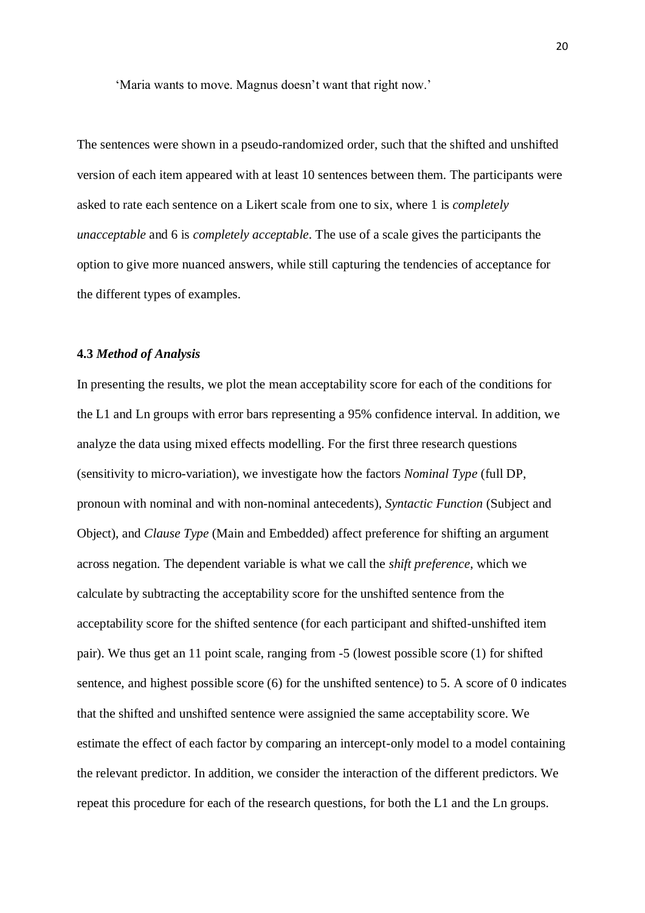'Maria wants to move. Magnus doesn't want that right now.'

The sentences were shown in a pseudo-randomized order, such that the shifted and unshifted version of each item appeared with at least 10 sentences between them. The participants were asked to rate each sentence on a Likert scale from one to six, where 1 is *completely unacceptable* and 6 is *completely acceptable*. The use of a scale gives the participants the option to give more nuanced answers, while still capturing the tendencies of acceptance for the different types of examples.

### 4.3 *Method of Analysis*

In presenting the results, we plot the mean acceptability score for each of the conditions for the L1 and Ln groups with error bars representing a 95% confidence interval. In addition, we analyze the data using mixed effects modelling. For the first three research questions (sensitivity to micro-variation), we investigate how the factors *Nominal Type* (full DP, pronoun with nominal and with non-nominal antecedents), *Syntactic Function* (Subject and Object), and *Clause Type* (Main and Embedded) affect preference for shifting an argument across negation. The dependent variable is what we call the *shift preference*, which we calculate by subtracting the acceptability score for the unshifted sentence from the acceptability score for the shifted sentence (for each participant and shifted-unshifted item pair). We thus get an 11 point scale, ranging from -5 (lowest possible score (1) for shifted sentence, and highest possible score (6) for the unshifted sentence) to 5. A score of 0 indicates that the shifted and unshifted sentence were assignied the same acceptability score. We estimate the effect of each factor by comparing an intercept-only model to a model containing the relevant predictor. In addition, we consider the interaction of the different predictors. We repeat this procedure for each of the research questions, for both the L1 and the Ln groups.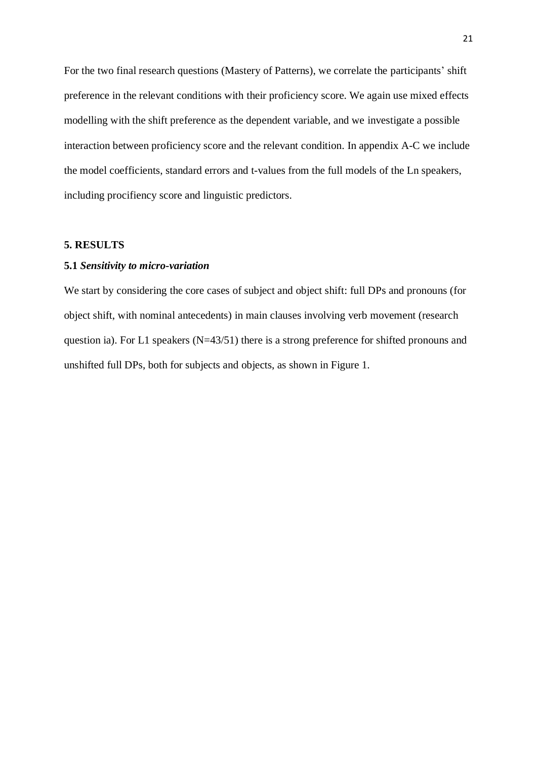For the two final research questions (Mastery of Patterns), we correlate the participants' shift preference in the relevant conditions with their proficiency score. We again use mixed effects modelling with the shift preference as the dependent variable, and we investigate a possible interaction between proficiency score and the relevant condition. In appendix A-C we include the model coefficients, standard errors and t-values from the full models of the Ln speakers, including procificiency score and linguistic predictors.

## 5. RESULTS

### 5.1 *Sensitivity to micro-variation*

We start by considering the core cases of subject and object shift: full DPs and pronouns (for object shift, with nominal antecedents) in main clauses involving verb movement (research question ia). For L1 speakers (N=43/51) there is a strong preference for shifted pronouns and unshifted full DPs, both for subjects and objects, as shown in Figure 1.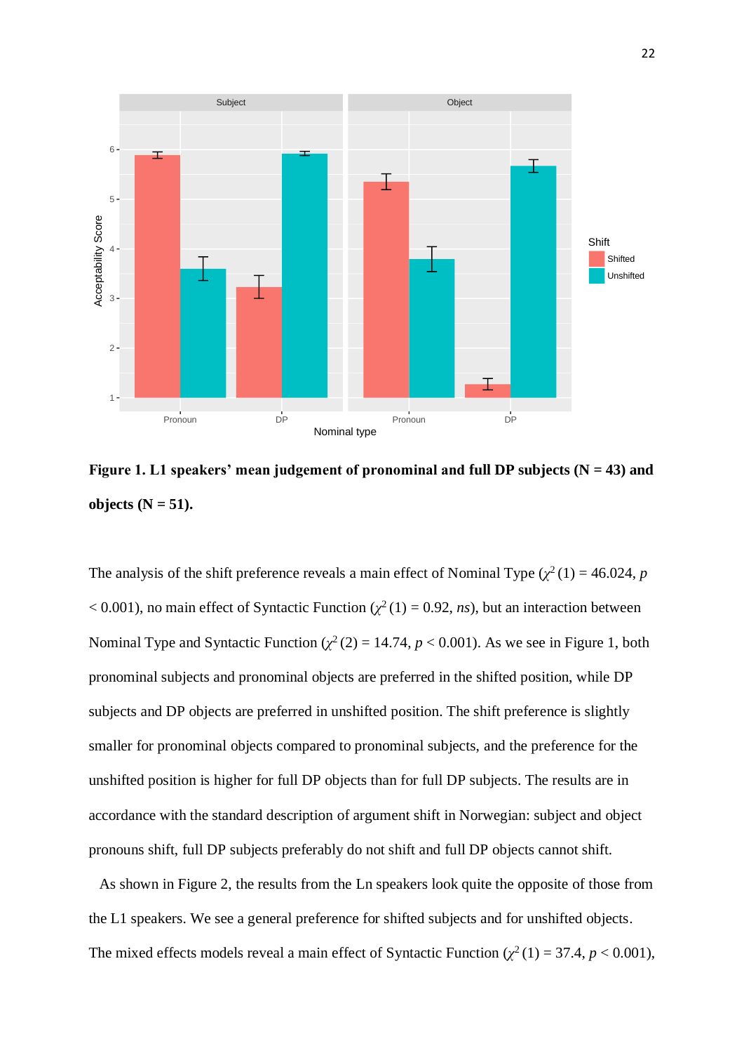**Figure 1. L1 speakers' mean judgement of pronominal and full DP subjects (N = 43) and objects (N = 51).**

The analysis of the shift preference reveals a main effect of Nominal Type ($\chi^2$ (1) = 46.024, *p* < 0.001), no main effect of Syntactic Function ($\chi^2$ (1) = 0.92, *ns*), but an interaction between Nominal Type and Syntactic Function ($\chi^2$ (2) = 14.74, *p* < 0.001). As we see in Figure 1, both pronominal subjects and pronominal objects are preferred in the shifted position, while DP subjects and DP objects are preferred in unshifted position. The shift preference is slightly smaller for pronominal objects compared to pronominal subjects, and the preference for the unshifted position is higher for full DP objects than for full DP subjects. The results are in accordance with the standard description of argument shift in Norwegian: subject and object pronouns shift, full DP subjects preferably do not shift and full DP objects cannot shift.

As shown in Figure 2, the results from the Ln speakers look quite the opposite of those from the L1 speakers. We see a general preference for shifted subjects and for unshifted objects. The mixed effects models reveal a main effect of Syntactic Function ($\chi^2$ (1) = 37.4, *p* < 0.001),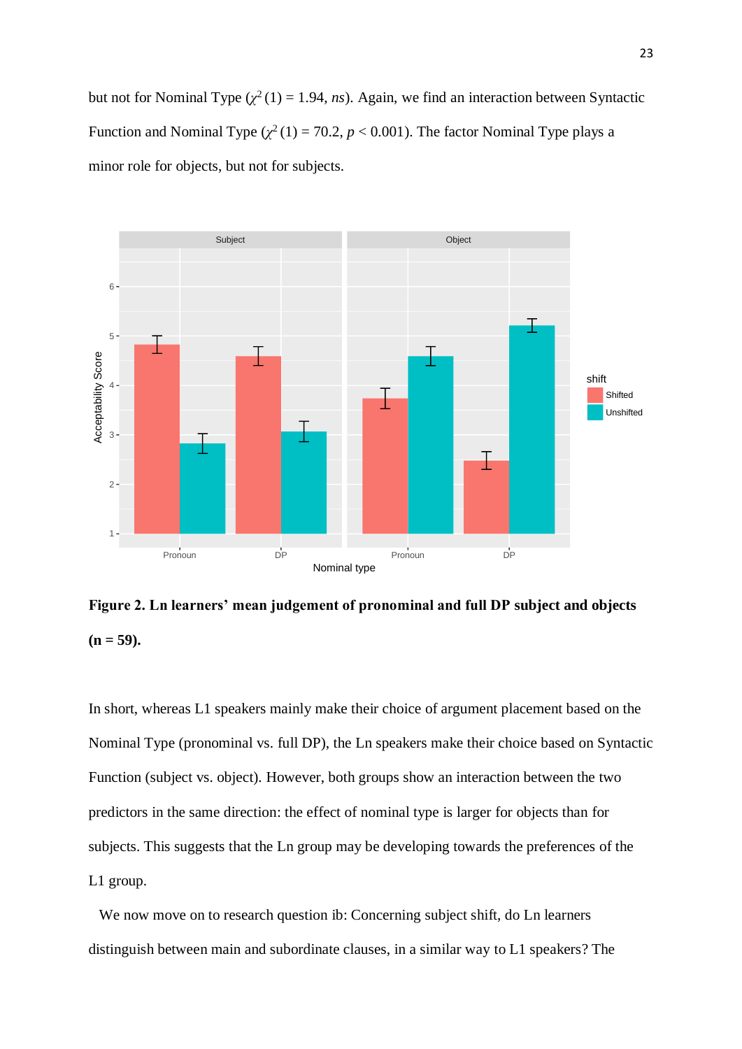but not for Nominal Type ($\chi^2$ (1) = 1.94, *ns*). Again, we find an interaction between Syntactic Function and Nominal Type ($\chi^2$ (1) = 70.2, $p < 0.001$). The factor Nominal Type plays a minor role for objects, but not for subjects.

**Figure 2. Ln learners' mean judgement of pronominal and full DP subject and objects (n = 59).**

In short, whereas L1 speakers mainly make their choice of argument placement based on the Nominal Type (pronominal vs. full DP), the Ln speakers make their choice based on Syntactic Function (subject vs. object). However, both groups show an interaction between the two predictors in the same direction: the effect of nominal type is larger for objects than for subjects. This suggests that the Ln group may be developing towards the preferences of the L1 group.

We now move on to research question ib: Concerning subject shift, do Ln learners distinguish between main and subordinate clauses, in a similar way to L1 speakers? The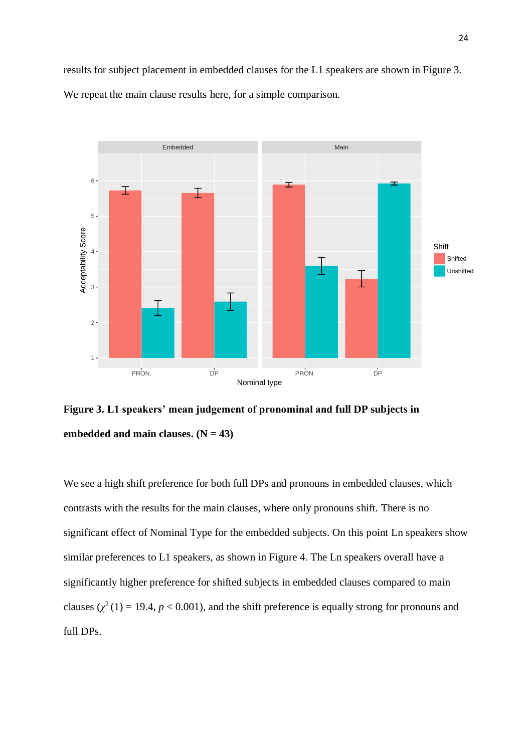results for subject placement in embedded clauses for the L1 speakers are shown in Figure 3. We repeat the main clause results here, for a simple comparison.

**Figure 3. L1 speakers' mean judgement of pronominal and full DP subjects in embedded and main clauses. (N = 43)**

We see a high shift preference for both full DPs and pronouns in embedded clauses, which contrasts with the results for the main clauses, where only pronouns shift. There is no significant effect of Nominal Type for the embedded subjects. On this point Ln speakers show similar preferences to L1 speakers, as shown in Figure 4. The Ln speakers overall have a significantly higher preference for shifted subjects in embedded clauses compared to main clauses ($\chi^2$ (1) = 19.4, $p$ < 0.001), and the shift preference is equally strong for pronouns and full DPs.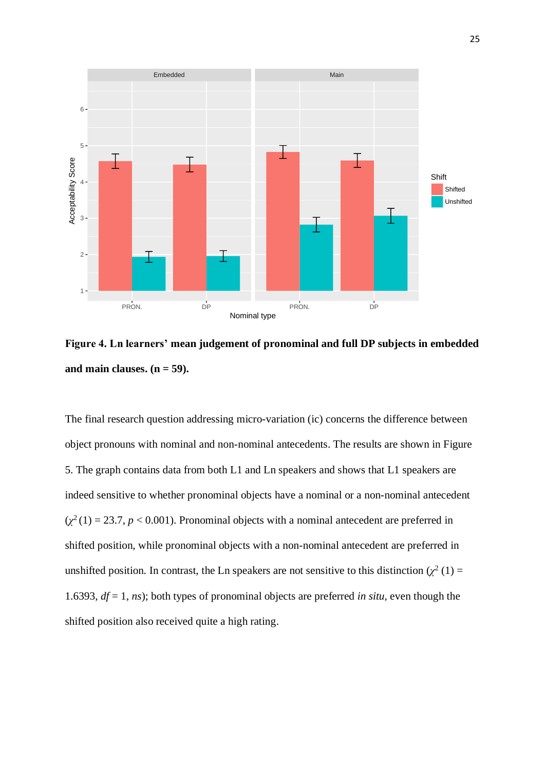**Figure 4. Ln learners' mean judgement of pronominal and full DP subjects in embedded and main clauses. (n = 59).**

The final research question addressing micro-variation (ic) concerns the difference between object pronouns with nominal and non-nominal antecedents. The results are shown in Figure 5. The graph contains data from both L1 and Ln speakers and shows that L1 speakers are indeed sensitive to whether pronominal objects have a nominal or a non-nominal antecedent ($\chi^2$ (1) = 23.7, $p < 0.001$). Pronominal objects with a nominal antecedent are preferred in shifted position, while pronominal objects with a non-nominal antecedent are preferred in unshifted position. In contrast, the Ln speakers are not sensitive to this distinction ($\chi^2$ (1) = 1.6393, $df = 1$, *ns*); both types of pronominal objects are preferred *in situ*, even though the shifted position also received quite a high rating.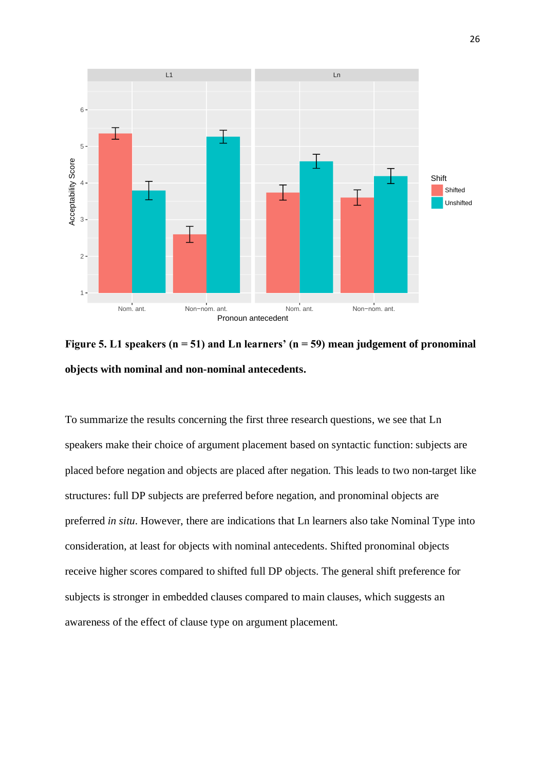**Figure 5. L1 speakers (n = 51) and Ln learners' (n = 59) mean judgement of pronominal objects with nominal and non-nominal antecedents.**

To summarize the results concerning the first three research questions, we see that Ln speakers make their choice of argument placement based on syntactic function: subjects are placed before negation and objects are placed after negation. This leads to two non-target like structures: full DP subjects are preferred before negation, and pronominal objects are preferred *in situ*. However, there are indications that Ln learners also take Nominal Type into consideration, at least for objects with nominal antecedents. Shifted pronominal objects receive higher scores compared to shifted full DP objects. The general shift preference for subjects is stronger in embedded clauses compared to main clauses, which suggests an awareness of the effect of clause type on argument placement.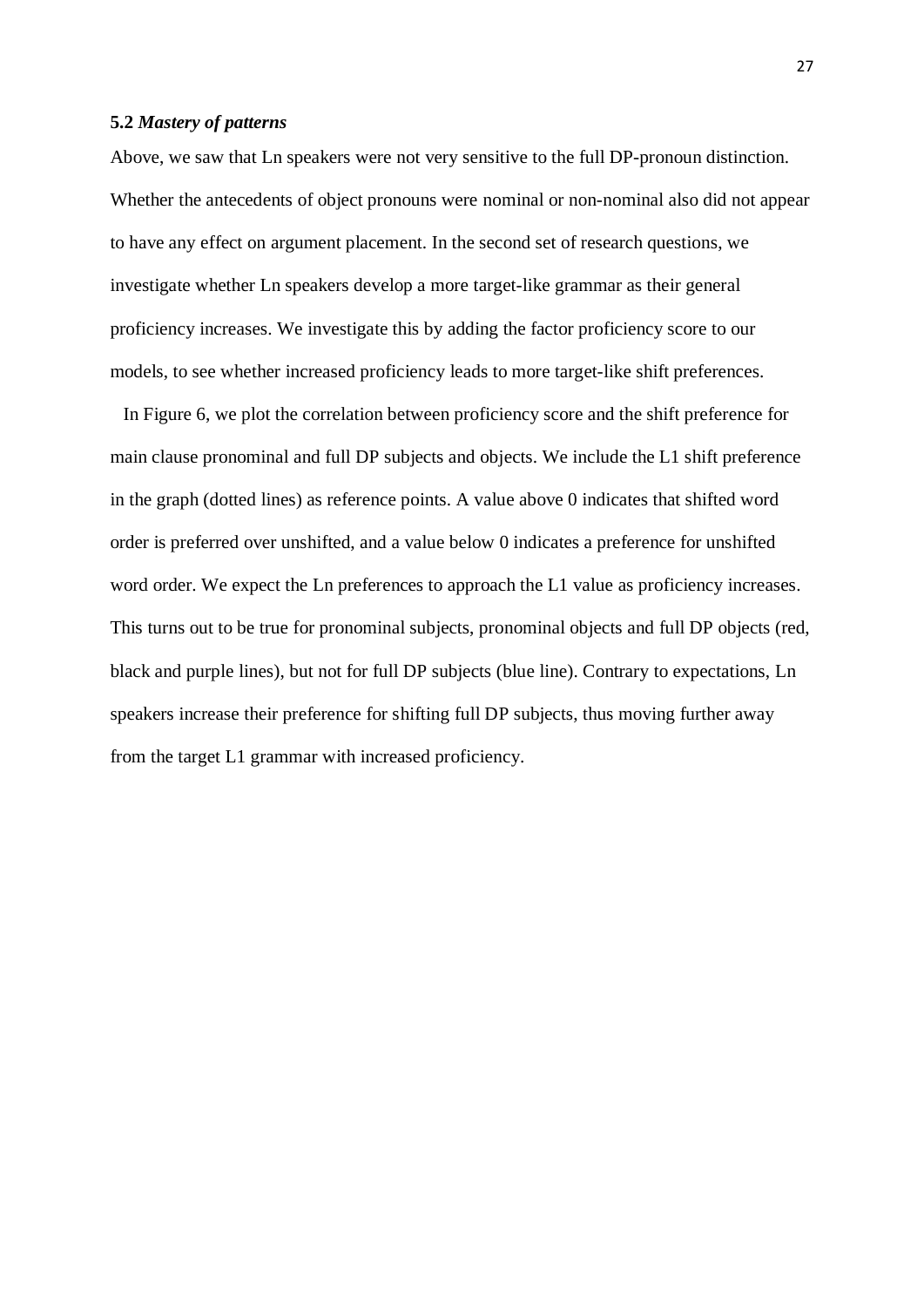### 5.2 *Mastery of patterns*

Above, we saw that Ln speakers were not very sensitive to the full DP-pronoun distinction. Whether the antecedents of object pronouns were nominal or non-nominal also did not appear to have any effect on argument placement. In the second set of research questions, we investigate whether Ln speakers develop a more target-like grammar as their general proficiency increases. We investigate this by adding the factor proficiency score to our models, to see whether increased proficiency leads to more target-like shift preferences.

In Figure 6, we plot the correlation between proficiency score and the shift preference for main clause pronominal and full DP subjects and objects. We include the L1 shift preference in the graph (dotted lines) as reference points. A value above 0 indicates that shifted word order is preferred over unshifted, and a value below 0 indicates a preference for unshifted word order. We expect the Ln preferences to approach the L1 value as proficiency increases. This turns out to be true for pronominal subjects, pronominal objects and full DP objects (red, black and purple lines), but not for full DP subjects (blue line). Contrary to expectations, Ln speakers increase their preference for shifting full DP subjects, thus moving further away from the target L1 grammar with increased proficiency.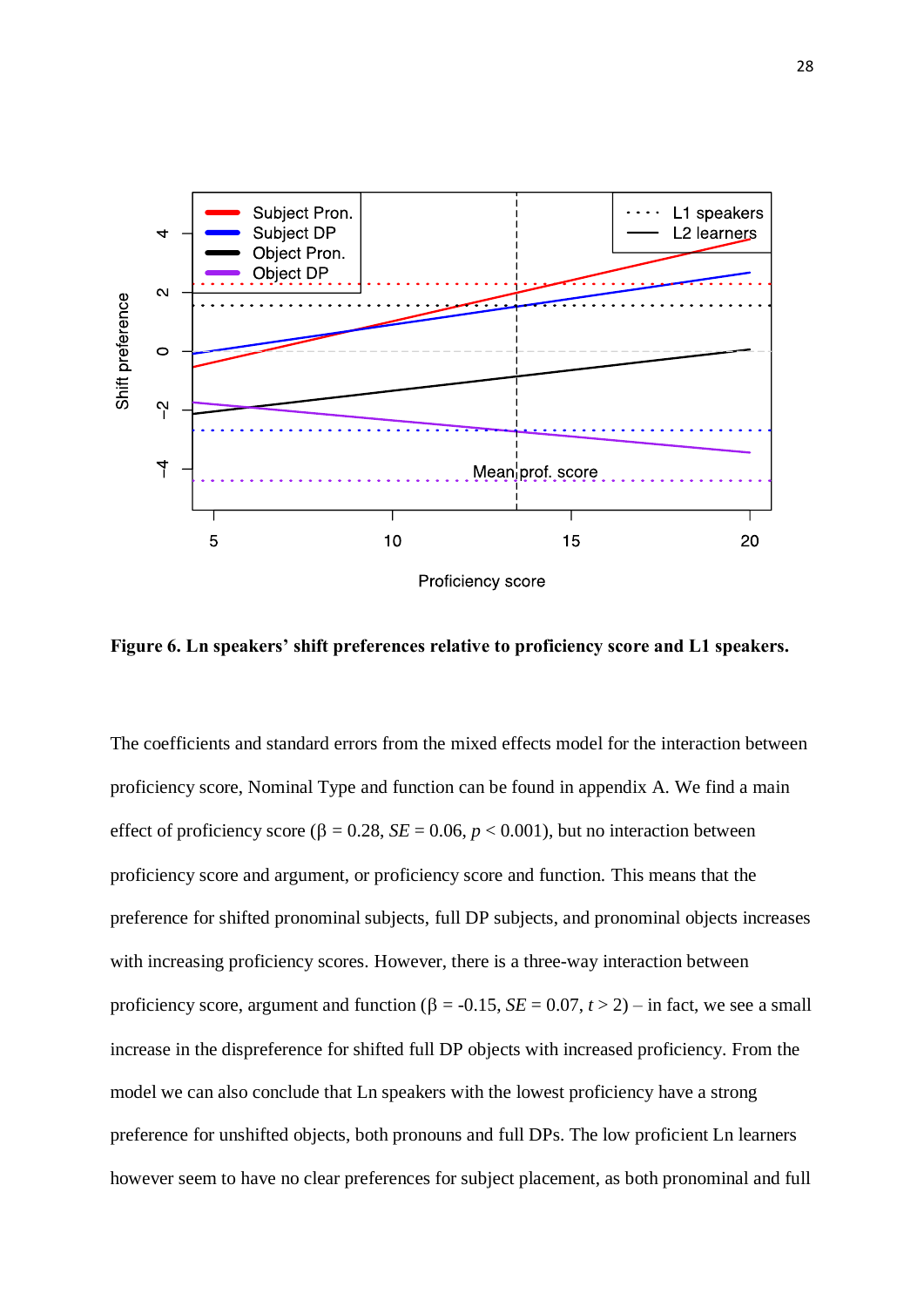**Figure 6. Ln speakers' shift preferences relative to proficiency score and L1 speakers.**

The coefficients and standard errors from the mixed effects model for the interaction between proficiency score, Nominal Type and function can be found in appendix A. We find a main effect of proficiency score (β = 0.28, *SE* = 0.06, $p < 0.001$), but no interaction between proficiency score and argument, or proficiency score and function. This means that the preference for shifted pronominal subjects, full DP subjects, and pronominal objects increases with increasing proficiency scores. However, there is a three-way interaction between proficiency score, argument and function (β = -0.15, *SE* = 0.07, $t > 2$) – in fact, we see a small increase in the dispreference for shifted full DP objects with increased proficiency. From the model we can also conclude that Ln speakers with the lowest proficiency have a strong preference for unshifted objects, both pronouns and full DPs. The low proficient Ln learners however seem to have no clear preferences for subject placement, as both pronominal and full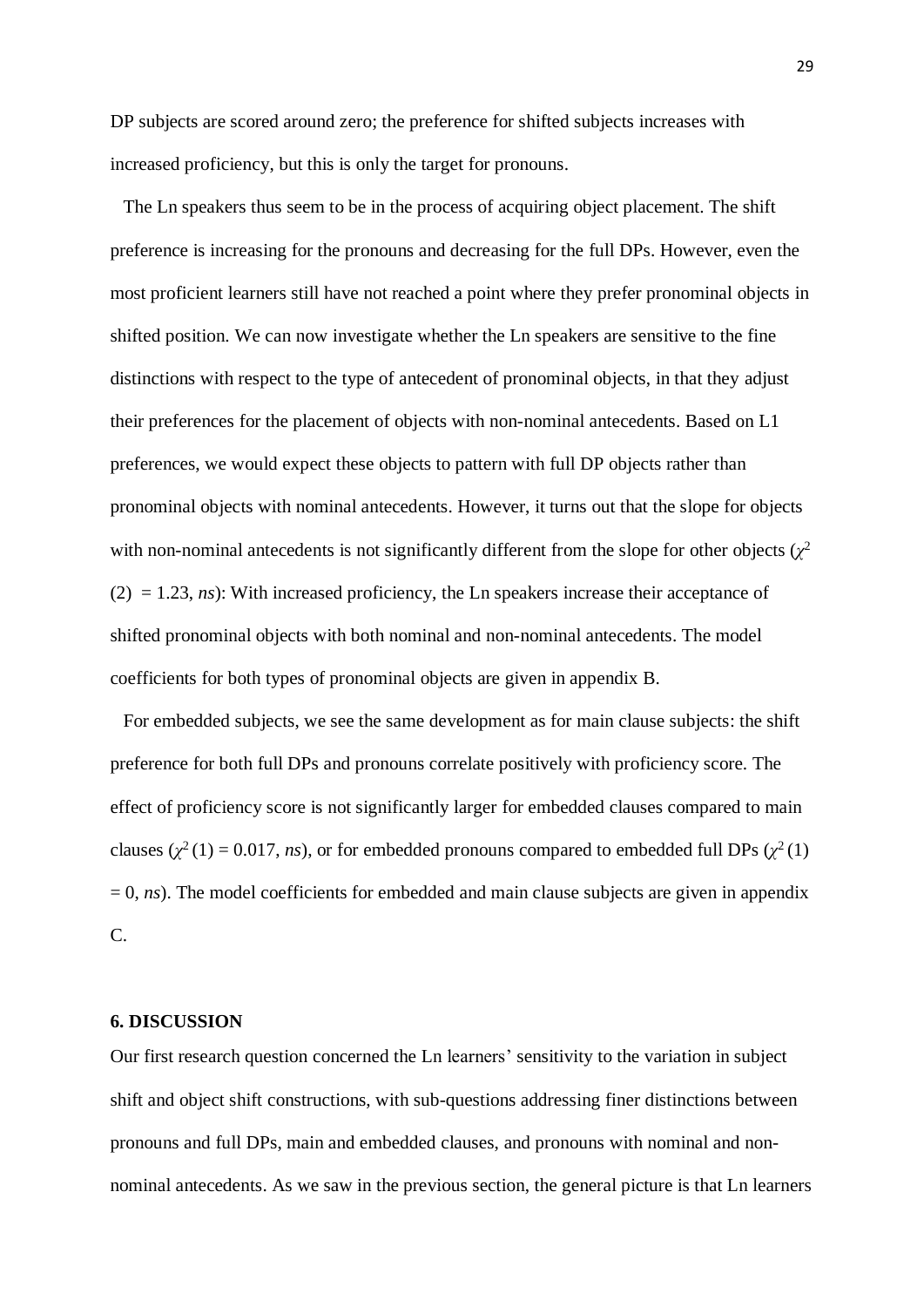DP subjects are scored around zero; the preference for shifted subjects increases with increased proficiency, but this is only the target for pronouns.

The Ln speakers thus seem to be in the process of acquiring object placement. The shift preference is increasing for the pronouns and decreasing for the full DPs. However, even the most proficient learners still have not reached a point where they prefer pronominal objects in shifted position. We can now investigate whether the Ln speakers are sensitive to the fine distinctions with respect to the type of antecedent of pronominal objects, in that they adjust their preferences for the placement of objects with non-nominal antecedents. Based on L1 preferences, we would expect these objects to pattern with full DP objects rather than pronominal objects with nominal antecedents. However, it turns out that the slope for objects with non-nominal antecedents is not significantly different from the slope for other objects ($\chi^2$ (2) = 1.23, *ns*): With increased proficiency, the Ln speakers increase their acceptance of shifted pronominal objects with both nominal and non-nominal antecedents. The model coefficients for both types of pronominal objects are given in appendix B.

For embedded subjects, we see the same development as for main clause subjects: the shift preference for both full DPs and pronouns correlate positively with proficiency score. The effect of proficiency score is not significantly larger for embedded clauses compared to main clauses ($\chi^2$ (1) = 0.017, *ns*), or for embedded pronouns compared to embedded full DPs ($\chi^2$ (1) = 0, *ns*). The model coefficients for embedded and main clause subjects are given in appendix C.

## 6. DISCUSSION

Our first research question concerned the Ln learners' sensitivity to the variation in subject shift and object shift constructions, with sub-questions addressing finer distinctions between pronouns and full DPs, main and embedded clauses, and pronouns with nominal and non-nominal antecedents. As we saw in the previous section, the general picture is that Ln learners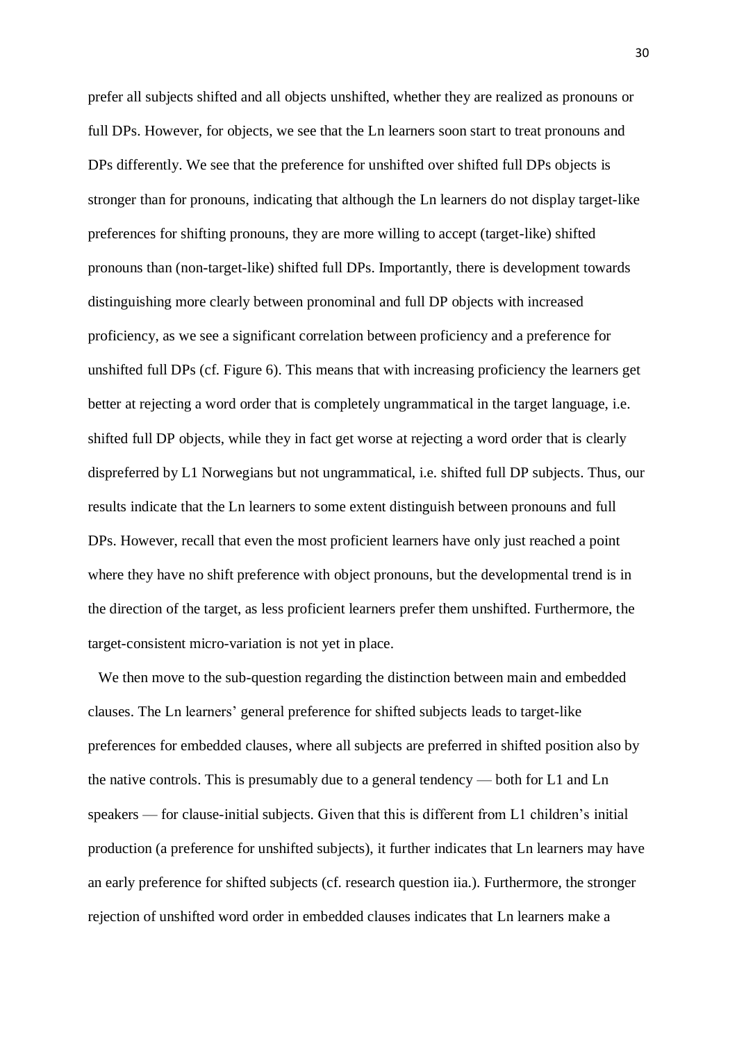prefer all subjects shifted and all objects unshifted, whether they are realized as pronouns or full DPs. However, for objects, we see that the Ln learners soon start to treat pronouns and DPs differently. We see that the preference for unshifted over shifted full DPs objects is stronger than for pronouns, indicating that although the Ln learners do not display target-like preferences for shifting pronouns, they are more willing to accept (target-like) shifted pronouns than (non-target-like) shifted full DPs. Importantly, there is development towards distinguishing more clearly between pronominal and full DP objects with increased proficiency, as we see a significant correlation between proficiency and a preference for unshifted full DPs (cf. Figure 6). This means that with increasing proficiency the learners get better at rejecting a word order that is completely ungrammatical in the target language, i.e. shifted full DP objects, while they in fact get worse at rejecting a word order that is clearly dispreferred by L1 Norwegians but not ungrammatical, i.e. shifted full DP subjects. Thus, our results indicate that the Ln learners to some extent distinguish between pronouns and full DPs. However, recall that even the most proficient learners have only just reached a point where they have no shift preference with object pronouns, but the developmental trend is in the direction of the target, as less proficient learners prefer them unshifted. Furthermore, the target-consistent micro-variation is not yet in place.

We then move to the sub-question regarding the distinction between main and embedded clauses. The Ln learners' general preference for shifted subjects leads to target-like preferences for embedded clauses, where all subjects are preferred in shifted position also by the native controls. This is presumably due to a general tendency — both for L1 and Ln speakers — for clause-initial subjects. Given that this is different from L1 children's initial production (a preference for unshifted subjects), it further indicates that Ln learners may have an early preference for shifted subjects (cf. research question iia.). Furthermore, the stronger rejection of unshifted word order in embedded clauses indicates that Ln learners make a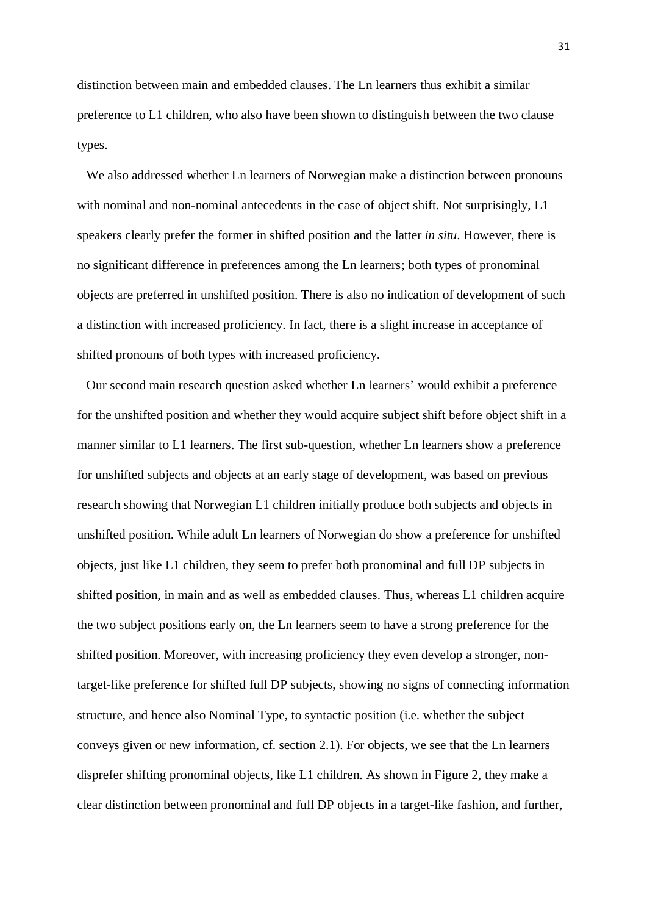distinction between main and embedded clauses. The Ln learners thus exhibit a similar preference to L1 children, who also have been shown to distinguish between the two clause types.

We also addressed whether Ln learners of Norwegian make a distinction between pronouns with nominal and non-nominal antecedents in the case of object shift. Not surprisingly, L1 speakers clearly prefer the former in shifted position and the latter *in situ*. However, there is no significant difference in preferences among the Ln learners; both types of pronominal objects are preferred in unshifted position. There is also no indication of development of such a distinction with increased proficiency. In fact, there is a slight increase in acceptance of shifted pronouns of both types with increased proficiency.

Our second main research question asked whether Ln learners' would exhibit a preference for the unshifted position and whether they would acquire subject shift before object shift in a manner similar to L1 learners. The first sub-question, whether Ln learners show a preference for unshifted subjects and objects at an early stage of development, was based on previous research showing that Norwegian L1 children initially produce both subjects and objects in unshifted position. While adult Ln learners of Norwegian do show a preference for unshifted objects, just like L1 children, they seem to prefer both pronominal and full DP subjects in shifted position, in main and as well as embedded clauses. Thus, whereas L1 children acquire the two subject positions early on, the Ln learners seem to have a strong preference for the shifted position. Moreover, with increasing proficiency they even develop a stronger, non-target-like preference for shifted full DP subjects, showing no signs of connecting information structure, and hence also Nominal Type, to syntactic position (i.e. whether the subject conveys given or new information, cf. section 2.1). For objects, we see that the Ln learners disprefer shifting pronominal objects, like L1 children. As shown in Figure 2, they make a clear distinction between pronominal and full DP objects in a target-like fashion, and further,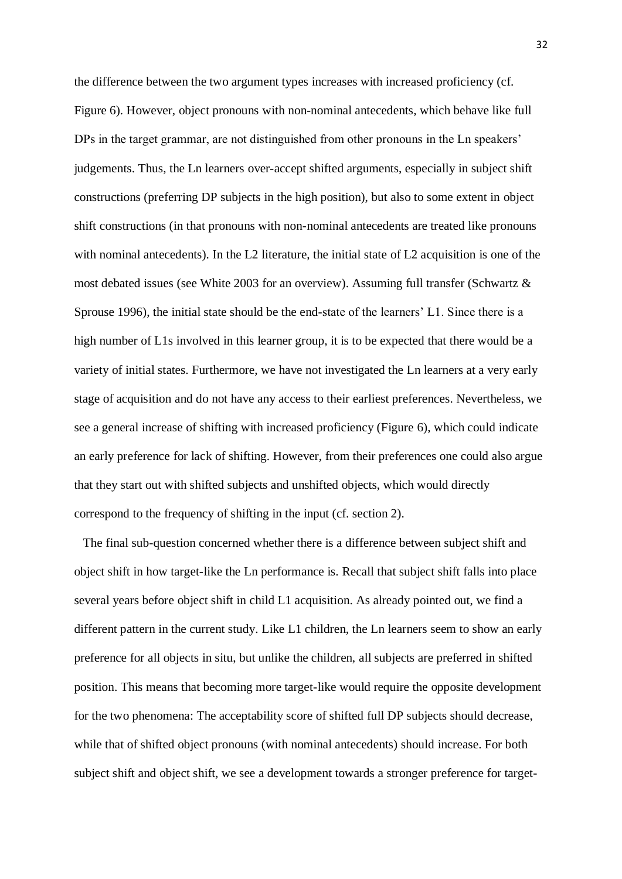the difference between the two argument types increases with increased proficiency (cf. Figure 6). However, object pronouns with non-nominal antecedents, which behave like full DPs in the target grammar, are not distinguished from other pronouns in the Ln speakers' judgements. Thus, the Ln learners over-accept shifted arguments, especially in subject shift constructions (preferring DP subjects in the high position), but also to some extent in object shift constructions (in that pronouns with non-nominal antecedents are treated like pronouns with nominal antecedents). In the L2 literature, the initial state of L2 acquisition is one of the most debated issues (see White 2003 for an overview). Assuming full transfer (Schwartz & Sprouse 1996), the initial state should be the end-state of the learners' L1. Since there is a high number of L1s involved in this learner group, it is to be expected that there would be a variety of initial states. Furthermore, we have not investigated the Ln learners at a very early stage of acquisition and do not have any access to their earliest preferences. Nevertheless, we see a general increase of shifting with increased proficiency (Figure 6), which could indicate an early preference for lack of shifting. However, from their preferences one could also argue that they start out with shifted subjects and unshifted objects, which would directly correspond to the frequency of shifting in the input (cf. section 2).

The final sub-question concerned whether there is a difference between subject shift and object shift in how target-like the Ln performance is. Recall that subject shift falls into place several years before object shift in child L1 acquisition. As already pointed out, we find a different pattern in the current study. Like L1 children, the Ln learners seem to show an early preference for all objects in situ, but unlike the children, all subjects are preferred in shifted position. This means that becoming more target-like would require the opposite development for the two phenomena: The acceptability score of shifted full DP subjects should decrease, while that of shifted object pronouns (with nominal antecedents) should increase. For both subject shift and object shift, we see a development towards a stronger preference for target-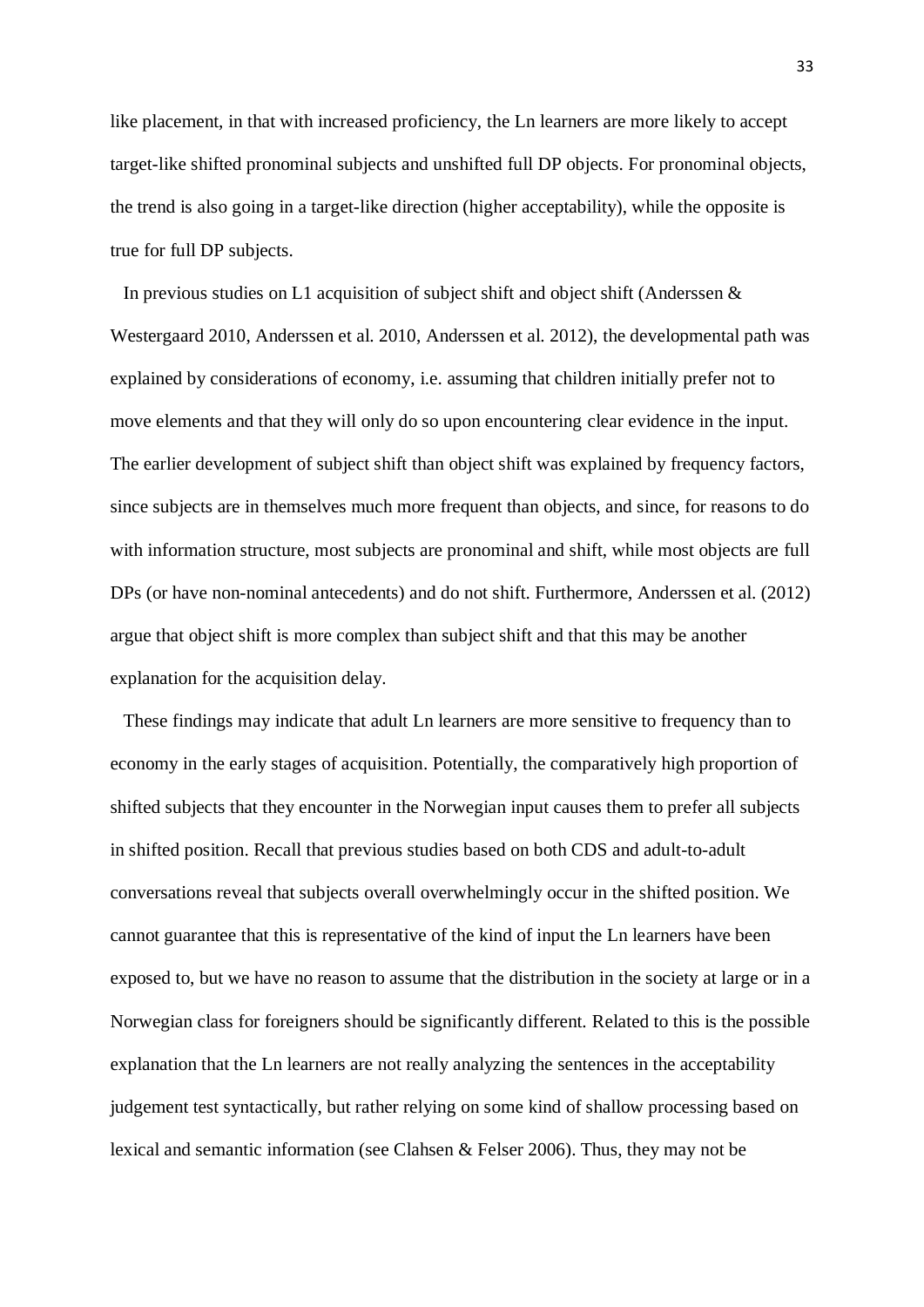like placement, in that with increased proficiency, the Ln learners are more likely to accept target-like shifted pronominal subjects and unshifted full DP objects. For pronominal objects, the trend is also going in a target-like direction (higher acceptability), while the opposite is true for full DP subjects.

In previous studies on L1 acquisition of subject shift and object shift (Anderssen & Westergaard 2010, Anderssen et al. 2010, Anderssen et al. 2012), the developmental path was explained by considerations of economy, i.e. assuming that children initially prefer not to move elements and that they will only do so upon encountering clear evidence in the input. The earlier development of subject shift than object shift was explained by frequency factors, since subjects are in themselves much more frequent than objects, and since, for reasons to do with information structure, most subjects are pronominal and shift, while most objects are full DPs (or have non-nominal antecedents) and do not shift. Furthermore, Anderssen et al. (2012) argue that object shift is more complex than subject shift and that this may be another explanation for the acquisition delay.

These findings may indicate that adult Ln learners are more sensitive to frequency than to economy in the early stages of acquisition. Potentially, the comparatively high proportion of shifted subjects that they encounter in the Norwegian input causes them to prefer all subjects in shifted position. Recall that previous studies based on both CDS and adult-to-adult conversations reveal that subjects overall overwhelmingly occur in the shifted position. We cannot guarantee that this is representative of the kind of input the Ln learners have been exposed to, but we have no reason to assume that the distribution in the society at large or in a Norwegian class for foreigners should be significantly different. Related to this is the possible explanation that the Ln learners are not really analyzing the sentences in the acceptability judgement test syntactically, but rather relying on some kind of shallow processing based on lexical and semantic information (see Clahsen & Felser 2006). Thus, they may not be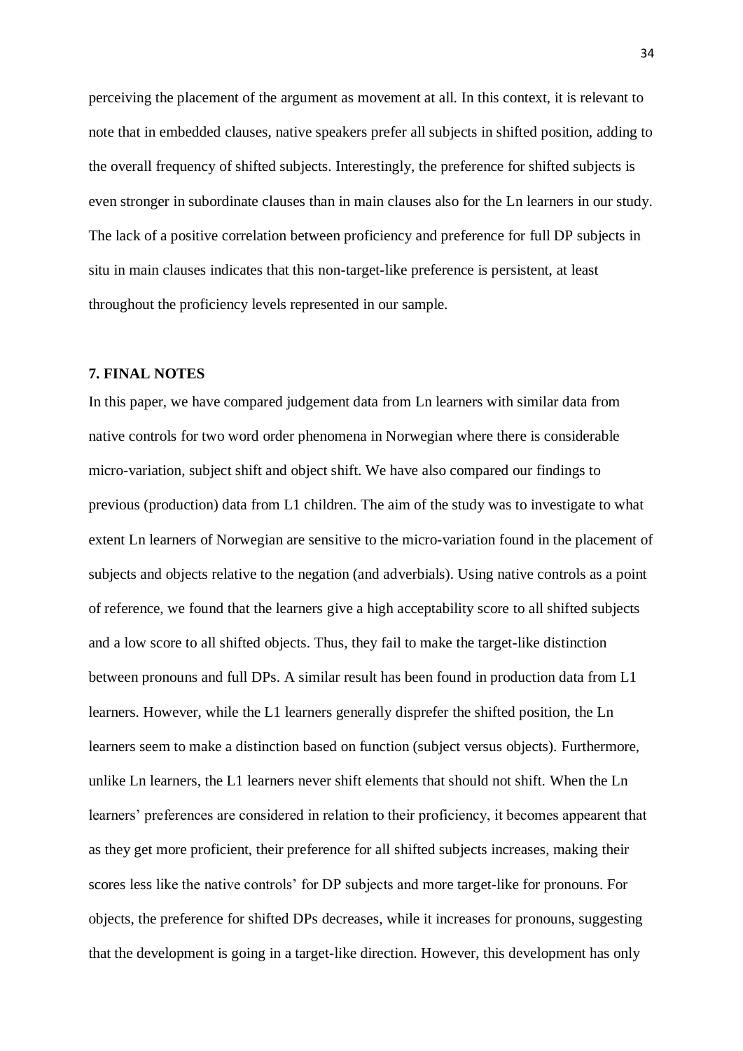perceiving the placement of the argument as movement at all. In this context, it is relevant to note that in embedded clauses, native speakers prefer all subjects in shifted position, adding to the overall frequency of shifted subjects. Interestingly, the preference for shifted subjects is even stronger in subordinate clauses than in main clauses also for the Ln learners in our study. The lack of a positive correlation between proficiency and preference for full DP subjects in situ in main clauses indicates that this non-target-like preference is persistent, at least throughout the proficiency levels represented in our sample.

## 7. FINAL NOTES

In this paper, we have compared judgement data from Ln learners with similar data from native controls for two word order phenomena in Norwegian where there is considerable micro-variation, subject shift and object shift. We have also compared our findings to previous (production) data from L1 children. The aim of the study was to investigate to what extent Ln learners of Norwegian are sensitive to the micro-variation found in the placement of subjects and objects relative to the negation (and adverbials). Using native controls as a point of reference, we found that the learners give a high acceptability score to all shifted subjects and a low score to all shifted objects. Thus, they fail to make the target-like distinction between pronouns and full DPs. A similar result has been found in production data from L1 learners. However, while the L1 learners generally disprefer the shifted position, the Ln learners seem to make a distinction based on function (subject versus objects). Furthermore, unlike Ln learners, the L1 learners never shift elements that should not shift. When the Ln learners' preferences are considered in relation to their proficiency, it becomes appearent that as they get more proficient, their preference for all shifted subjects increases, making their scores less like the native controls' for DP subjects and more target-like for pronouns. For objects, the preference for shifted DPs decreases, while it increases for pronouns, suggesting that the development is going in a target-like direction. However, this development has only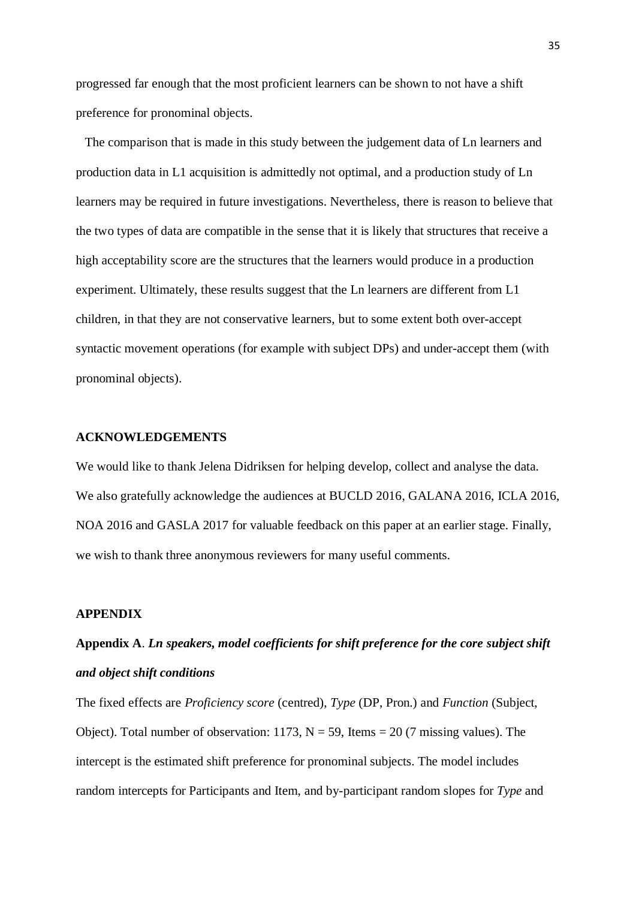progressed far enough that the most proficient learners can be shown to not have a shift preference for pronominal objects.

The comparison that is made in this study between the judgement data of Ln learners and production data in L1 acquisition is admittedly not optimal, and a production study of Ln learners may be required in future investigations. Nevertheless, there is reason to believe that the two types of data are compatible in the sense that it is likely that structures that receive a high acceptability score are the structures that the learners would produce in a production experiment. Ultimately, these results suggest that the Ln learners are different from L1 children, in that they are not conservative learners, but to some extent both over-accept syntactic movement operations (for example with subject DPs) and under-accept them (with pronominal objects).

## ACKNOWLEDGEMENTS

We would like to thank Jelena Didriksen for helping develop, collect and analyse the data. We also gratefully acknowledge the audiences at BUCLD 2016, GALANA 2016, ICLA 2016, NOA 2016 and GASLA 2017 for valuable feedback on this paper at an earlier stage. Finally, we wish to thank three anonymous reviewers for many useful comments.

## APPENDIX

### Appendix A. *Ln speakers, model coefficients for shift preference for the core subject shift and object shift conditions*

The fixed effects are *Proficiency score* (centred), *Type* (DP, Pron.) and *Function* (Subject, Object). Total number of observation: 1173, N = 59, Items = 20 (7 missing values). The intercept is the estimated shift preference for pronominal subjects. The model includes random intercepts for Participants and Item, and by-participant random slopes for *Type* and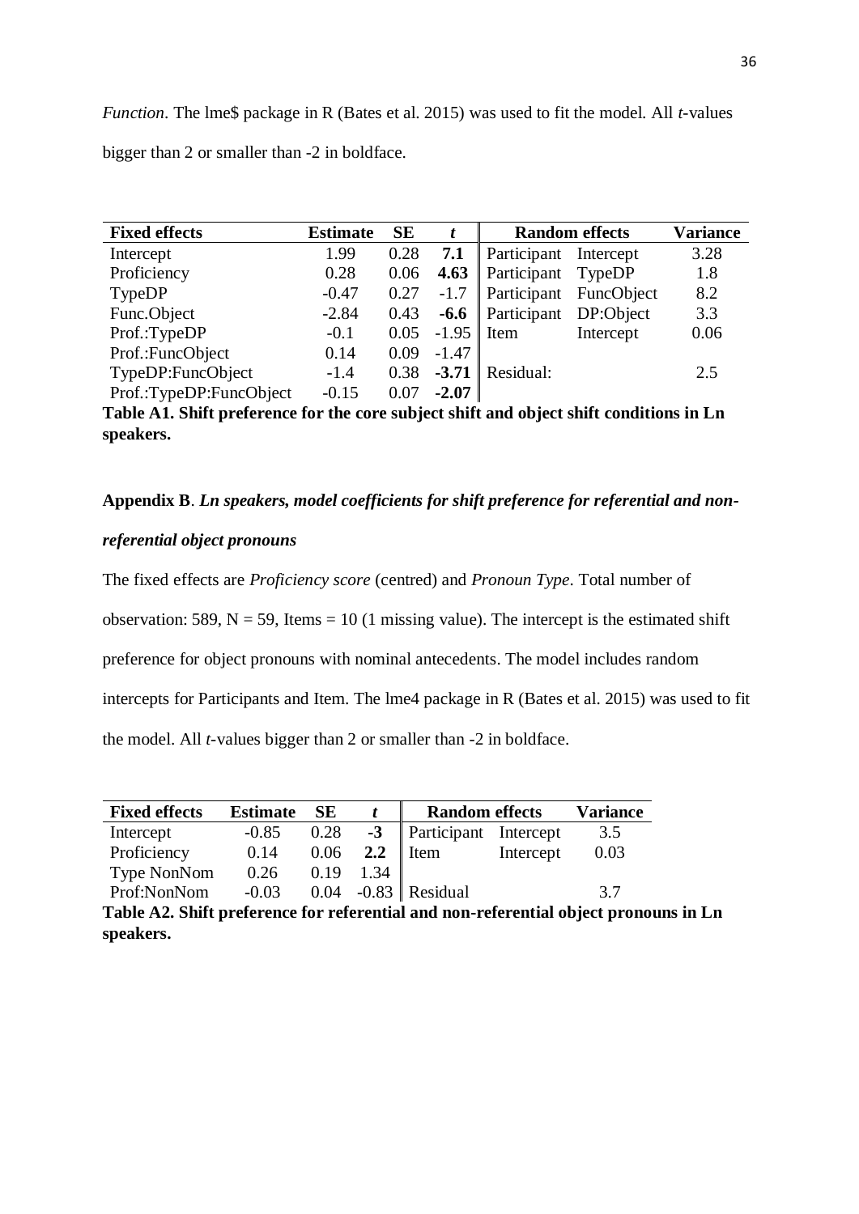*Function*. The lme$ package in R (Bates et al. 2015) was used to fit the model. All *t*-values bigger than 2 or smaller than -2 in boldface.

| Fixed effects | Estimate | SE | *t* | Random effects | | Variance |
|---|---|---|---|---|---|---|
| Intercept | 1.99 | 0.28 | **7.1** | Participant | Intercept | 3.28 |
| Proficiency | 0.28 | 0.06 | **4.63** | Participant | TypeDP | 1.8 |
| TypeDP | -0.47 | 0.27 | -1.7 | Participant | FuncObject | 8.2 |
| Func.Object | -2.84 | 0.43 | **-6.6** | Participant | DP:Object | 3.3 |
| Prof.:TypeDP | -0.1 | 0.05 | -1.95 | Item | Intercept | 0.06 |
| Prof.:FuncObject | 0.14 | 0.09 | -1.47 | | | |
| TypeDP:FuncObject | -1.4 | 0.38 | **-3.71** | Residual: | | 2.5 |
| Prof.:TypeDP:FuncObject | -0.15 | 0.07 | **-2.07** | | | |

**Table A1. Shift preference for the core subject shift and object shift conditions in Ln speakers.**

**Appendix B**. ***Ln speakers, model coefficients for shift preference for referential and non-referential object pronouns***

The fixed effects are *Proficiency score* (centred) and *Pronoun Type*. Total number of observation: 589, N = 59, Items = 10 (1 missing value). The intercept is the estimated shift preference for object pronouns with nominal antecedents. The model includes random intercepts for Participants and Item. The lme4 package in R (Bates et al. 2015) was used to fit the model. All *t*-values bigger than 2 or smaller than -2 in boldface.

| Fixed effects | Estimate | SE | *t* | Random effects | | Variance |
|---|---|---|---|---|---|---|
| Intercept | -0.85 | 0.28 | **-3** | Participant | Intercept | 3.5 |
| Proficiency | 0.14 | 0.06 | **2.2** | Item | Intercept | 0.03 |
| Type NonNom | 0.26 | 0.19 | 1.34 | | | |
| Prof:NonNom | -0.03 | 0.04 | -0.83 | Residual | | 3.7 |

**Table A2. Shift preference for referential and non-referential object pronouns in Ln speakers.**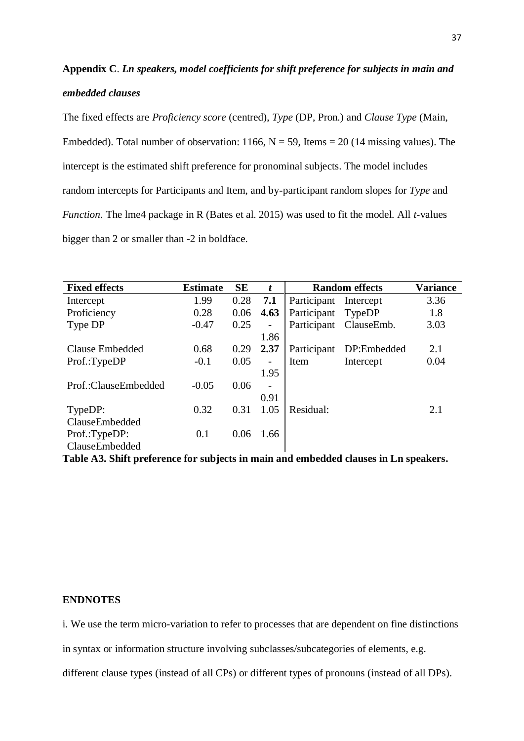**Appendix C**. ***Ln speakers, model coefficients for shift preference for subjects in main and embedded clauses***

The fixed effects are *Proficiency score* (centred), *Type* (DP, Pron.) and *Clause Type* (Main, Embedded). Total number of observation: 1166, N = 59, Items = 20 (14 missing values). The intercept is the estimated shift preference for pronominal subjects. The model includes random intercepts for Participants and Item, and by-participant random slopes for *Type* and *Function*. The lme4 package in R (Bates et al. 2015) was used to fit the model. All *t*-values bigger than 2 or smaller than -2 in boldface.

| **Fixed effects** | **Estimate** | **SE** | ***t*** | **Random effects** | | **Variance** |
|---|---|---|---|---|---|---|
| Intercept | 1.99 | 0.28 | **7.1** | Participant | Intercept | 3.36 |
| Proficiency | 0.28 | 0.06 | **4.63** | Participant | TypeDP | 1.8 |
| Type DP | -0.47 | 0.25 | -1.86 | Participant | ClauseEmb. | 3.03 |
| Clause Embedded | 0.68 | 0.29 | **2.37** | Participant | DP:Embedded | 2.1 |
| Prof.:TypeDP | -0.1 | 0.05 | -1.95 | Item | Intercept | 0.04 |
| Prof.:ClauseEmbedded | -0.05 | 0.06 | -0.91 | | | |
| TypeDP: ClauseEmbedded | 0.32 | 0.31 | 1.05 | Residual: | | 2.1 |
| Prof.:TypeDP: ClauseEmbedded | 0.1 | 0.06 | 1.66 | | | |

**Table A3. Shift preference for subjects in main and embedded clauses in Ln speakers.**

**ENDNOTES**

i. We use the term micro-variation to refer to processes that are dependent on fine distinctions in syntax or information structure involving subclasses/subcategories of elements, e.g. different clause types (instead of all CPs) or different types of pronouns (instead of all DPs).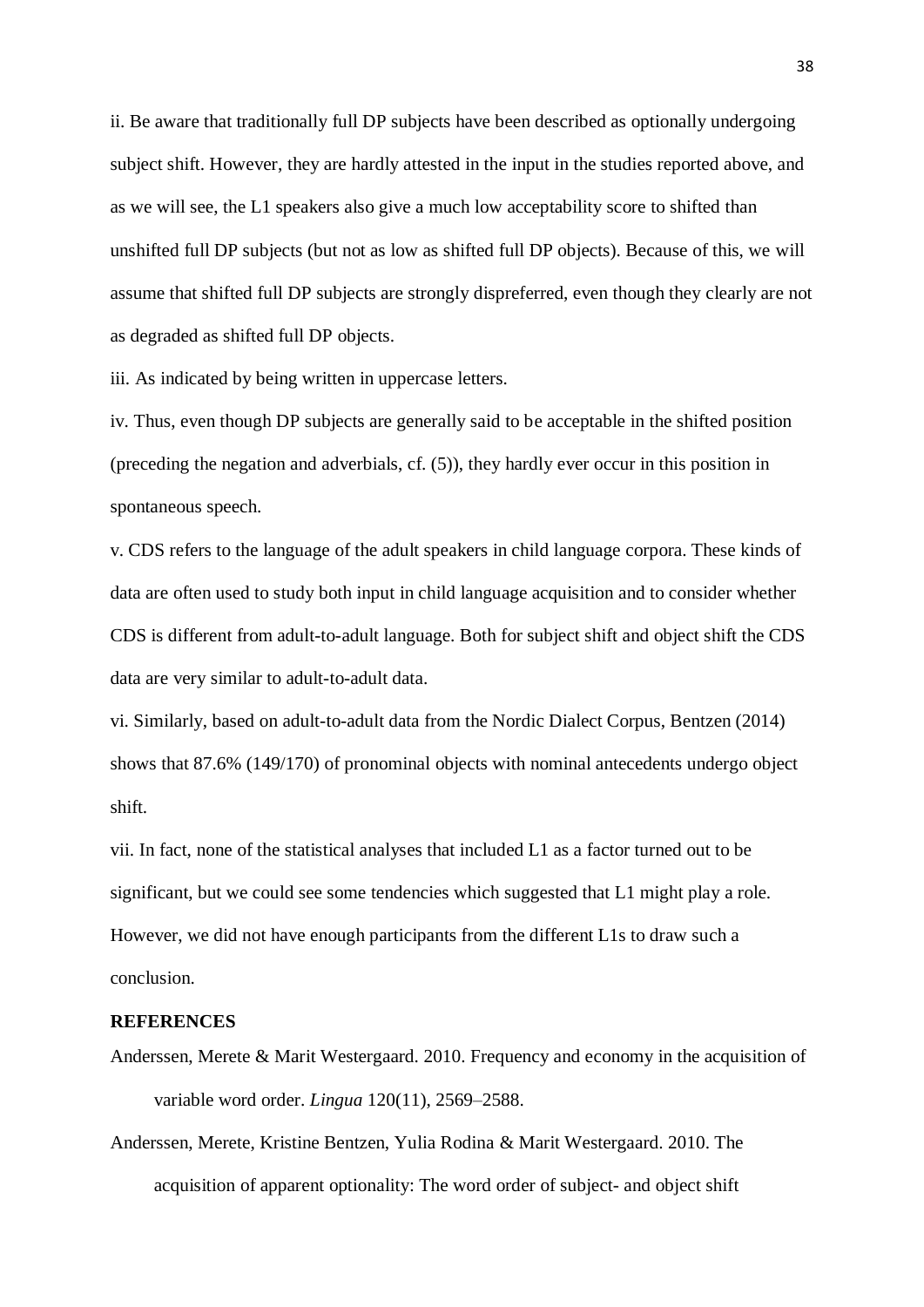ii. Be aware that traditionally full DP subjects have been described as optionally undergoing subject shift. However, they are hardly attested in the input in the studies reported above, and as we will see, the L1 speakers also give a much low acceptability score to shifted than unshifted full DP subjects (but not as low as shifted full DP objects). Because of this, we will assume that shifted full DP subjects are strongly dispreferred, even though they clearly are not as degraded as shifted full DP objects.

iii. As indicated by being written in uppercase letters.

iv. Thus, even though DP subjects are generally said to be acceptable in the shifted position (preceding the negation and adverbials, cf. (5)), they hardly ever occur in this position in spontaneous speech.

v. CDS refers to the language of the adult speakers in child language corpora. These kinds of data are often used to study both input in child language acquisition and to consider whether CDS is different from adult-to-adult language. Both for subject shift and object shift the CDS data are very similar to adult-to-adult data.

vi. Similarly, based on adult-to-adult data from the Nordic Dialect Corpus, Bentzen (2014) shows that 87.6% (149/170) of pronominal objects with nominal antecedents undergo object shift.

vii. In fact, none of the statistical analyses that included L1 as a factor turned out to be significant, but we could see some tendencies which suggested that L1 might play a role. However, we did not have enough participants from the different L1s to draw such a conclusion.

**REFERENCES**

Anderssen, Merete & Marit Westergaard. 2010. Frequency and economy in the acquisition of variable word order. *Lingua* 120(11), 2569–2588.

Anderssen, Merete, Kristine Bentzen, Yulia Rodina & Marit Westergaard. 2010. The acquisition of apparent optionality: The word order of subject- and object shift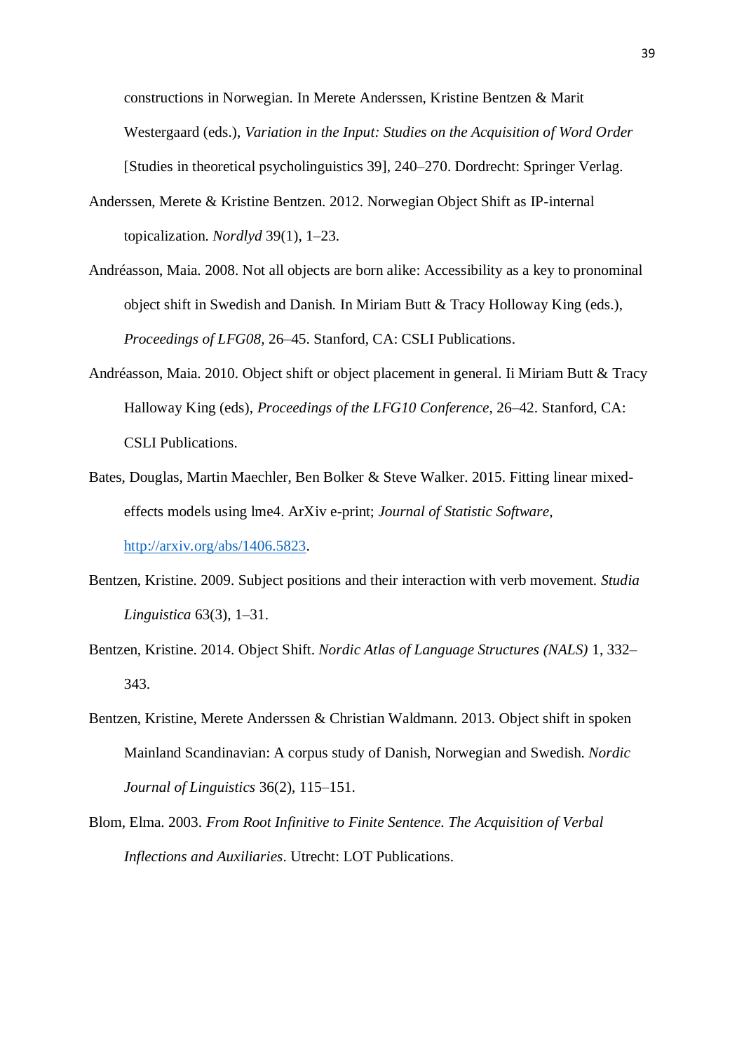constructions in Norwegian. In Merete Anderssen, Kristine Bentzen & Marit Westergaard (eds.), *Variation in the Input: Studies on the Acquisition of Word Order* [Studies in theoretical psycholinguistics 39], 240–270. Dordrecht: Springer Verlag.

Anderssen, Merete & Kristine Bentzen. 2012. Norwegian Object Shift as IP-internal topicalization. *Nordlyd* 39(1), 1–23.

Andréasson, Maia. 2008. Not all objects are born alike: Accessibility as a key to pronominal object shift in Swedish and Danish. In Miriam Butt & Tracy Holloway King (eds.), *Proceedings of LFG08*, 26–45. Stanford, CA: CSLI Publications.

Andréasson, Maia. 2010. Object shift or object placement in general. Ii Miriam Butt & Tracy Halloway King (eds), *Proceedings of the LFG10 Conference*, 26–42. Stanford, CA: CSLI Publications.

Bates, Douglas, Martin Maechler, Ben Bolker & Steve Walker. 2015. Fitting linear mixed-effects models using lme4. ArXiv e-print; *Journal of Statistic Software*, http://arxiv.org/abs/1406.5823.

Bentzen, Kristine. 2009. Subject positions and their interaction with verb movement. *Studia Linguistica* 63(3), 1–31.

Bentzen, Kristine. 2014. Object Shift. *Nordic Atlas of Language Structures (NALS)* 1, 332–343.

Bentzen, Kristine, Merete Anderssen & Christian Waldmann. 2013. Object shift in spoken Mainland Scandinavian: A corpus study of Danish, Norwegian and Swedish. *Nordic Journal of Linguistics* 36(2), 115–151.

Blom, Elma. 2003. *From Root Infinitive to Finite Sentence. The Acquisition of Verbal Inflections and Auxiliaries*. Utrecht: LOT Publications.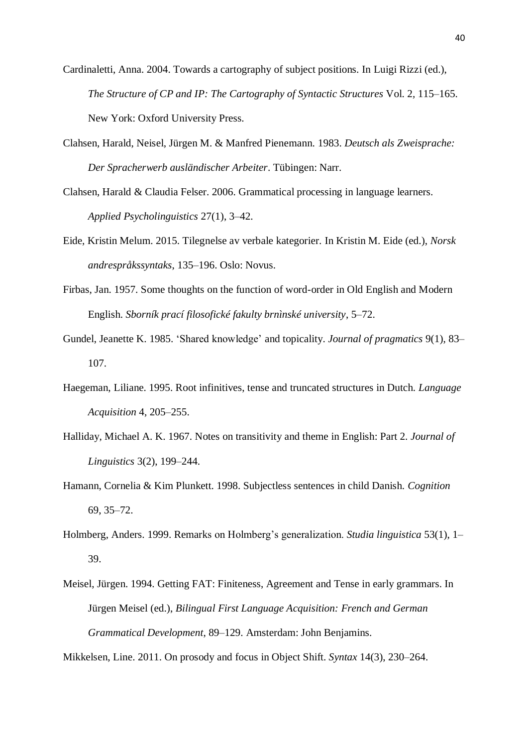Cardinaletti, Anna. 2004. Towards a cartography of subject positions. In Luigi Rizzi (ed.), *The Structure of CP and IP: The Cartography of Syntactic Structures* Vol. 2, 115–165. New York: Oxford University Press.

Clahsen, Harald, Neisel, Jürgen M. & Manfred Pienemann. 1983. *Deutsch als Zweisprache: Der Spracherwerb ausländischer Arbeiter*. Tübingen: Narr.

Clahsen, Harald & Claudia Felser. 2006. Grammatical processing in language learners. *Applied Psycholinguistics* 27(1), 3–42.

Eide, Kristin Melum. 2015. Tilegnelse av verbale kategorier. In Kristin M. Eide (ed.), *Norsk andrespråkssyntaks*, 135–196. Oslo: Novus.

Firbas, Jan. 1957. Some thoughts on the function of word-order in Old English and Modern English. *Sborník prací filosofické fakulty brnìnské university*, 5–72.

Gundel, Jeanette K. 1985. 'Shared knowledge' and topicality. *Journal of pragmatics* 9(1), 83–107.

Haegeman, Liliane. 1995. Root infinitives, tense and truncated structures in Dutch. *Language Acquisition* 4, 205–255.

Halliday, Michael A. K. 1967. Notes on transitivity and theme in English: Part 2. *Journal of Linguistics* 3(2), 199–244.

Hamann, Cornelia & Kim Plunkett. 1998. Subjectless sentences in child Danish. *Cognition* 69, 35–72.

Holmberg, Anders. 1999. Remarks on Holmberg's generalization. *Studia linguistica* 53(1), 1–39.

Meisel, Jürgen. 1994. Getting FAT: Finiteness, Agreement and Tense in early grammars. In Jürgen Meisel (ed.), *Bilingual First Language Acquisition: French and German Grammatical Development*, 89–129. Amsterdam: John Benjamins.

Mikkelsen, Line. 2011. On prosody and focus in Object Shift. *Syntax* 14(3), 230–264.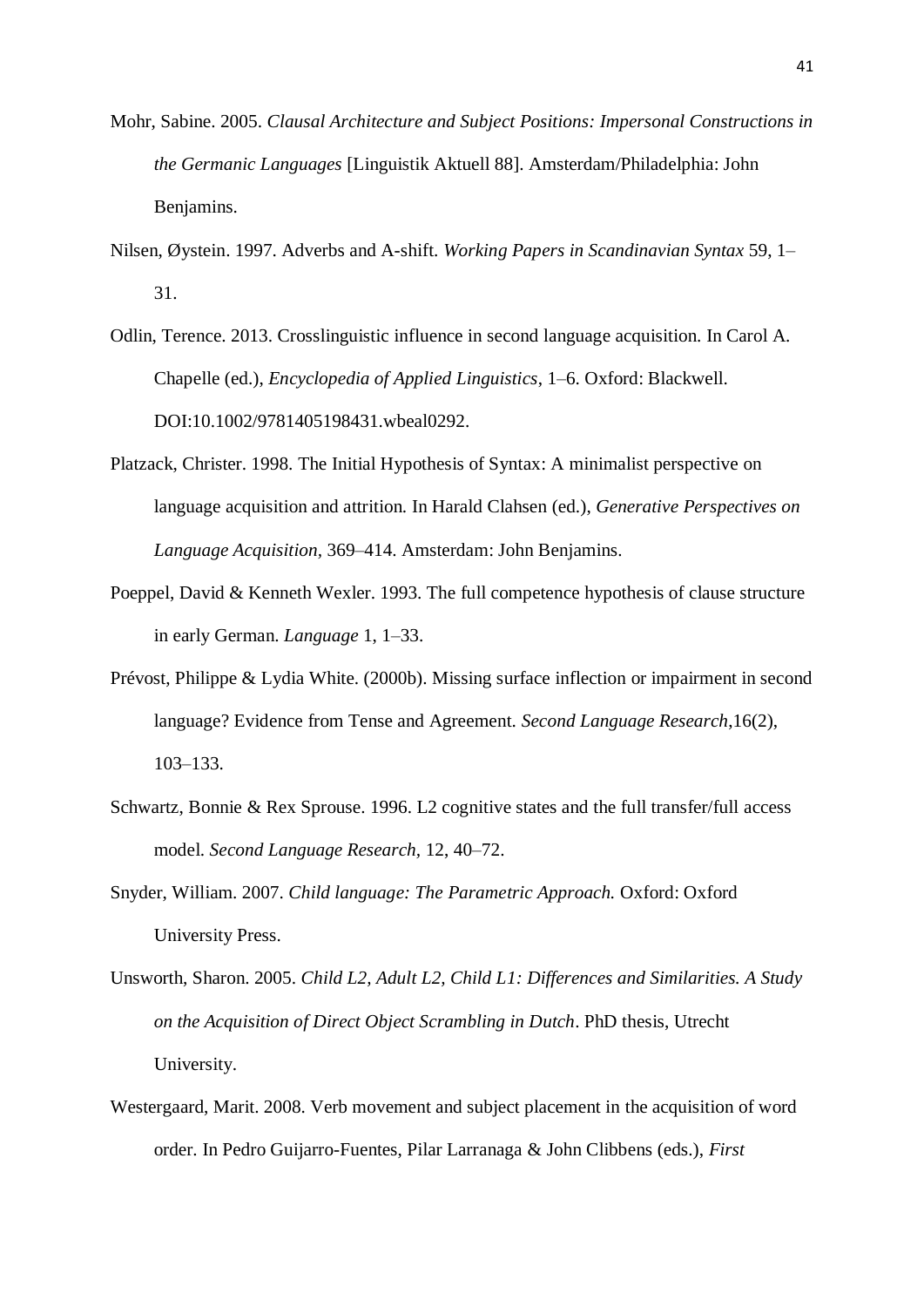Mohr, Sabine. 2005. *Clausal Architecture and Subject Positions: Impersonal Constructions in the Germanic Languages* [Linguistik Aktuell 88]. Amsterdam/Philadelphia: John Benjamins.

Nilsen, Øystein. 1997. Adverbs and A-shift. *Working Papers in Scandinavian Syntax* 59, 1–31.

Odlin, Terence. 2013. Crosslinguistic influence in second language acquisition. In Carol A. Chapelle (ed.), *Encyclopedia of Applied Linguistics*, 1–6. Oxford: Blackwell. DOI:10.1002/9781405198431.wbeal0292.

Platzack, Christer. 1998. The Initial Hypothesis of Syntax: A minimalist perspective on language acquisition and attrition. In Harald Clahsen (ed.), *Generative Perspectives on Language Acquisition*, 369–414. Amsterdam: John Benjamins.

Poeppel, David & Kenneth Wexler. 1993. The full competence hypothesis of clause structure in early German. *Language* 1, 1–33.

Prévost, Philippe & Lydia White. (2000b). Missing surface inflection or impairment in second language? Evidence from Tense and Agreement. *Second Language Research*,16(2), 103–133.

Schwartz, Bonnie & Rex Sprouse. 1996. L2 cognitive states and the full transfer/full access model. *Second Language Research*, 12, 40–72.

Snyder, William. 2007. *Child language: The Parametric Approach.* Oxford: Oxford University Press.

Unsworth, Sharon. 2005. *Child L2, Adult L2, Child L1: Differences and Similarities. A Study on the Acquisition of Direct Object Scrambling in Dutch*. PhD thesis, Utrecht University.

Westergaard, Marit. 2008. Verb movement and subject placement in the acquisition of word order. In Pedro Guijarro-Fuentes, Pilar Larranaga & John Clibbens (eds.), *First*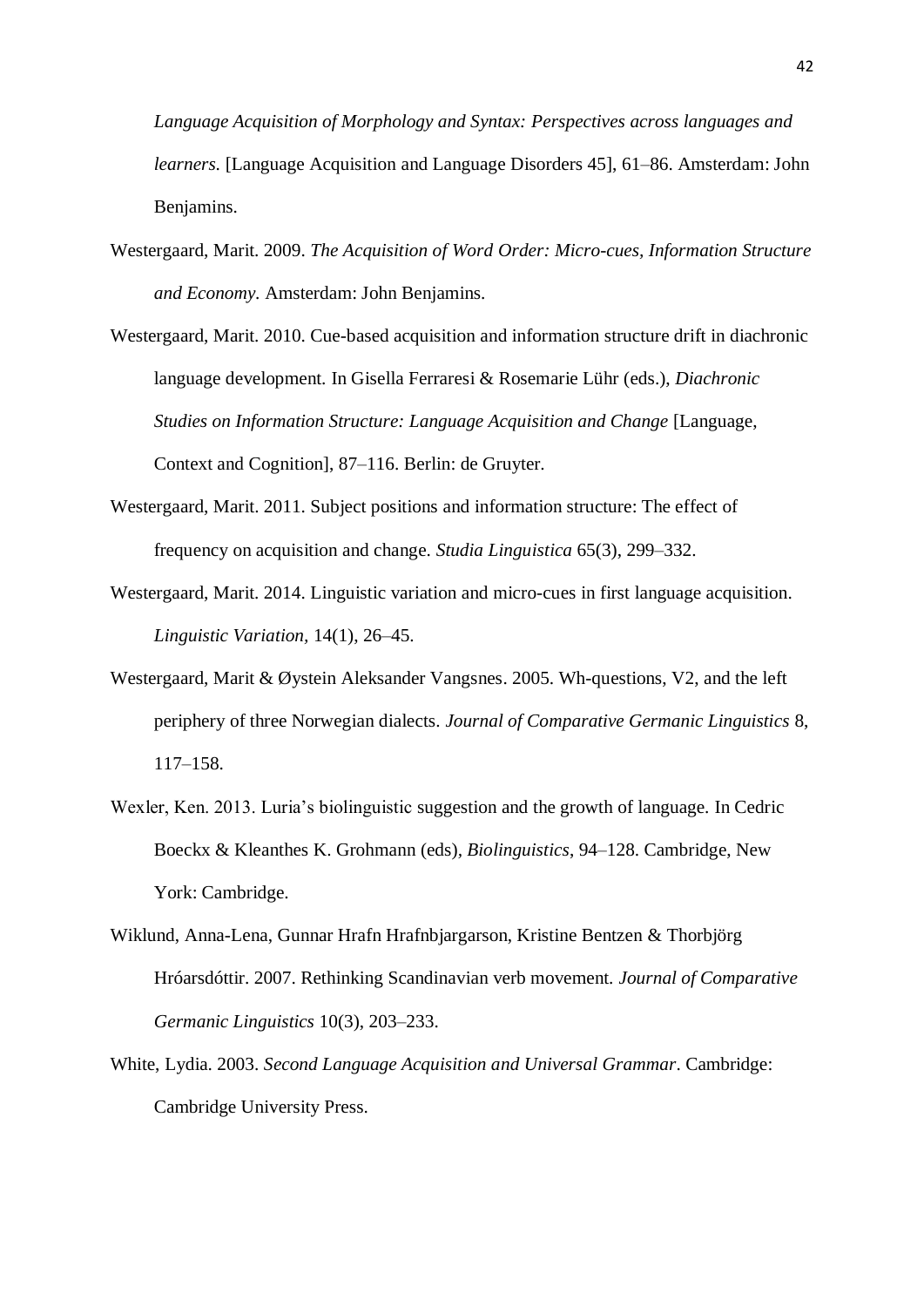*Language Acquisition of Morphology and Syntax: Perspectives across languages and learners.* [Language Acquisition and Language Disorders 45], 61–86. Amsterdam: John Benjamins.

Westergaard, Marit. 2009. *The Acquisition of Word Order: Micro-cues, Information Structure and Economy.* Amsterdam: John Benjamins.

Westergaard, Marit. 2010. Cue-based acquisition and information structure drift in diachronic language development. In Gisella Ferraresi & Rosemarie Lühr (eds.), *Diachronic Studies on Information Structure: Language Acquisition and Change* [Language, Context and Cognition], 87–116. Berlin: de Gruyter.

Westergaard, Marit. 2011. Subject positions and information structure: The effect of frequency on acquisition and change. *Studia Linguistica* 65(3), 299–332.

Westergaard, Marit. 2014. Linguistic variation and micro-cues in first language acquisition. *Linguistic Variation,* 14(1), 26–45.

Westergaard, Marit & Øystein Aleksander Vangsnes. 2005. Wh-questions, V2, and the left periphery of three Norwegian dialects. *Journal of Comparative Germanic Linguistics* 8, 117–158.

Wexler, Ken. 2013. Luria's biolinguistic suggestion and the growth of language. In Cedric Boeckx & Kleanthes K. Grohmann (eds), *Biolinguistics*, 94–128. Cambridge, New York: Cambridge.

Wiklund, Anna-Lena, Gunnar Hrafn Hrafnbjargarson, Kristine Bentzen & Thorbjörg Hróarsdóttir. 2007. Rethinking Scandinavian verb movement. *Journal of Comparative Germanic Linguistics* 10(3), 203–233.

White, Lydia. 2003. *Second Language Acquisition and Universal Grammar*. Cambridge: Cambridge University Press.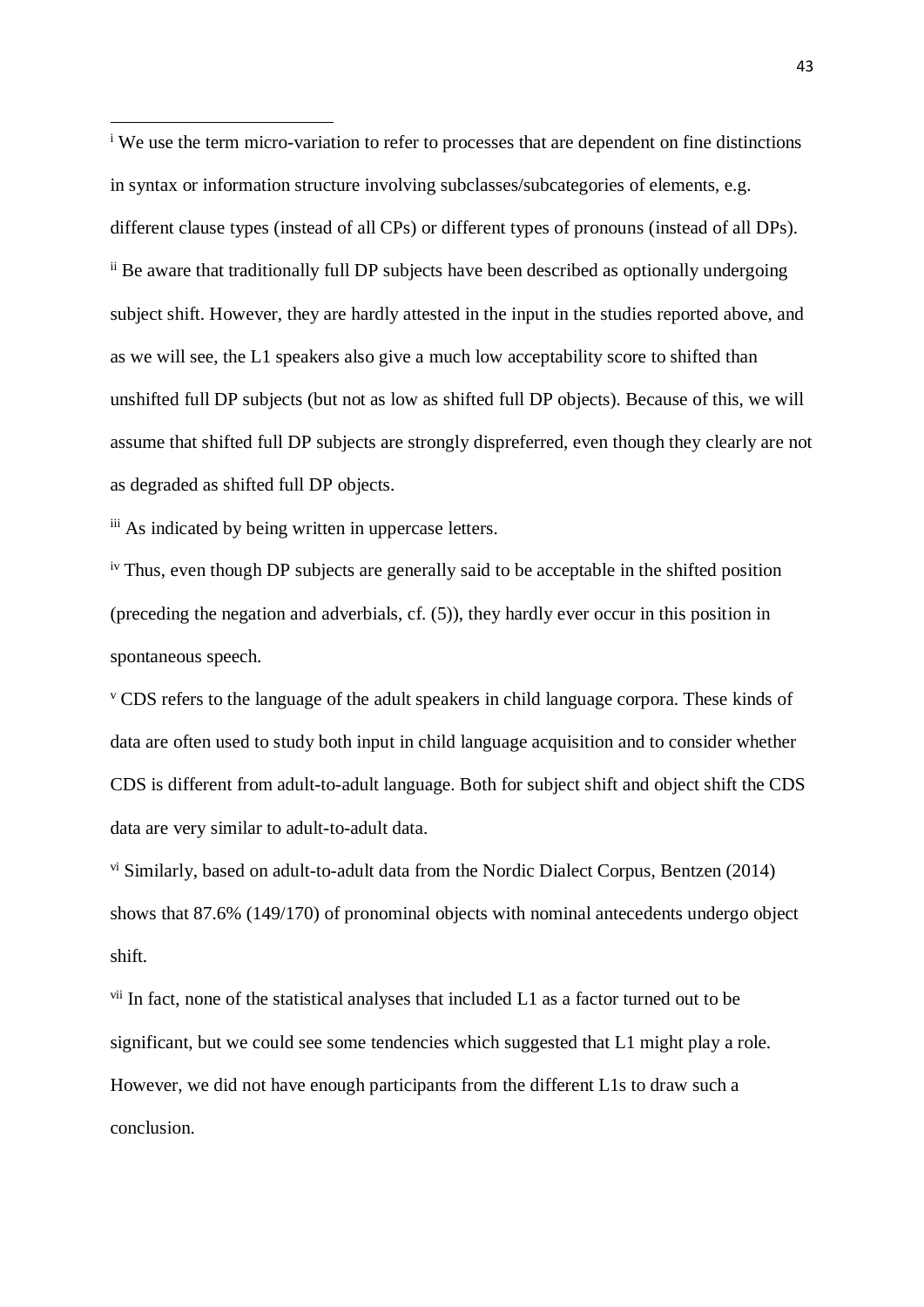[i] We use the term micro-variation to refer to processes that are dependent on fine distinctions in syntax or information structure involving subclasses/subcategories of elements, e.g. different clause types (instead of all CPs) or different types of pronouns (instead of all DPs).

[ii] Be aware that traditionally full DP subjects have been described as optionally undergoing subject shift. However, they are hardly attested in the input in the studies reported above, and as we will see, the L1 speakers also give a much low acceptability score to shifted than unshifted full DP subjects (but not as low as shifted full DP objects). Because of this, we will assume that shifted full DP subjects are strongly dispreferred, even though they clearly are not as degraded as shifted full DP objects.

[iii] As indicated by being written in uppercase letters.

[iv] Thus, even though DP subjects are generally said to be acceptable in the shifted position (preceding the negation and adverbials, cf. (5)), they hardly ever occur in this position in spontaneous speech.

[v] CDS refers to the language of the adult speakers in child language corpora. These kinds of data are often used to study both input in child language acquisition and to consider whether CDS is different from adult-to-adult language. Both for subject shift and object shift the CDS data are very similar to adult-to-adult data.

[vi] Similarly, based on adult-to-adult data from the Nordic Dialect Corpus, Bentzen (2014) shows that 87.6% (149/170) of pronominal objects with nominal antecedents undergo object shift.

[vii] In fact, none of the statistical analyses that included L1 as a factor turned out to be significant, but we could see some tendencies which suggested that L1 might play a role. However, we did not have enough participants from the different L1s to draw such a conclusion.